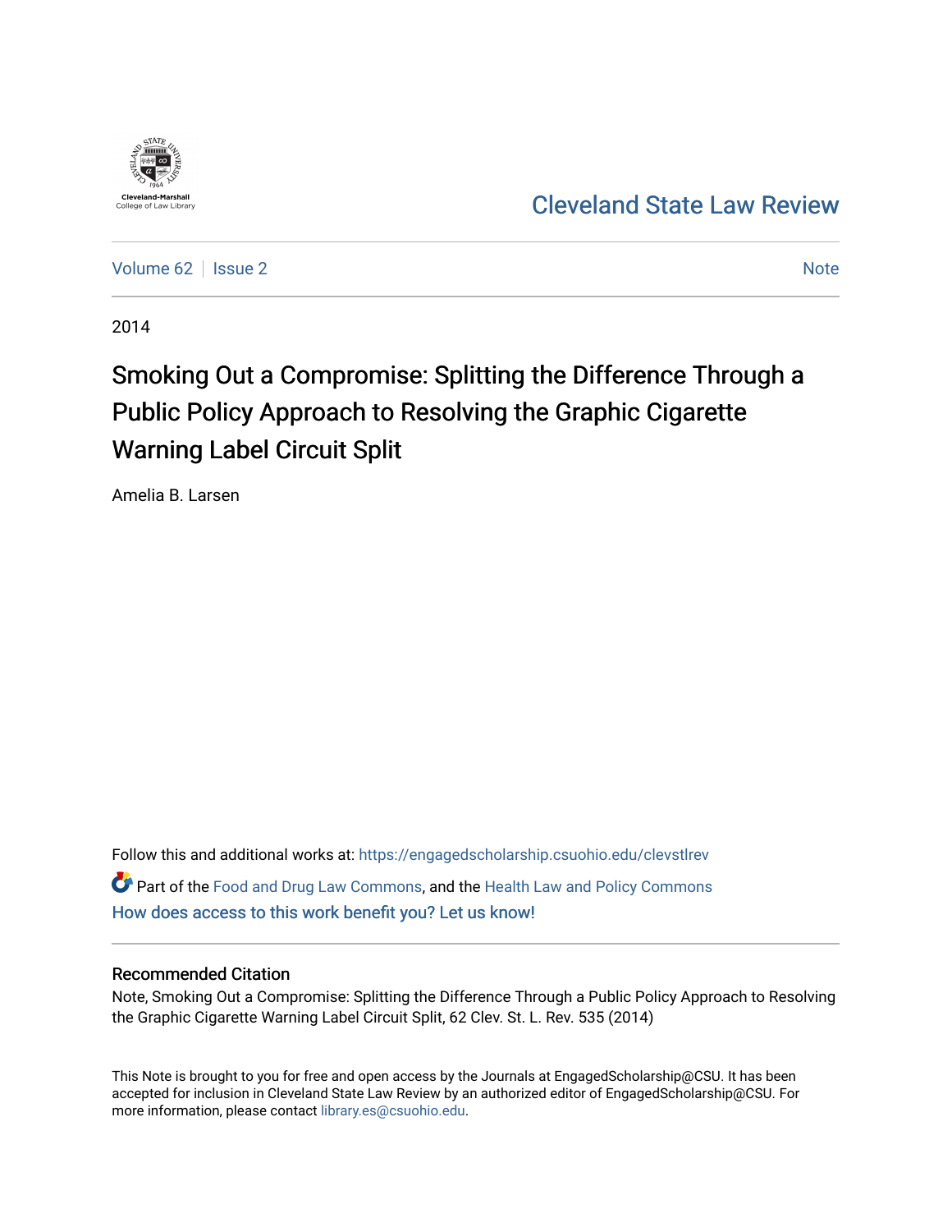Cleveland-Marshall College of Law Library

Cleveland State Law Review

Volume 62 | Issue 2 | Note

2014

# Smoking Out a Compromise: Splitting the Difference Through a Public Policy Approach to Resolving the Graphic Cigarette Warning Label Circuit Split

Amelia B. Larsen

Follow this and additional works at: https://engagedscholarship.csuohio.edu/clevstlrev

Part of the Food and Drug Law Commons, and the Health Law and Policy Commons

How does access to this work benefit you? Let us know!

## Recommended Citation

Note, Smoking Out a Compromise: Splitting the Difference Through a Public Policy Approach to Resolving the Graphic Cigarette Warning Label Circuit Split, 62 Clev. St. L. Rev. 535 (2014)

This Note is brought to you for free and open access by the Journals at EngagedScholarship@CSU. It has been accepted for inclusion in Cleveland State Law Review by an authorized editor of EngagedScholarship@CSU. For more information, please contact library.es@csuohio.edu.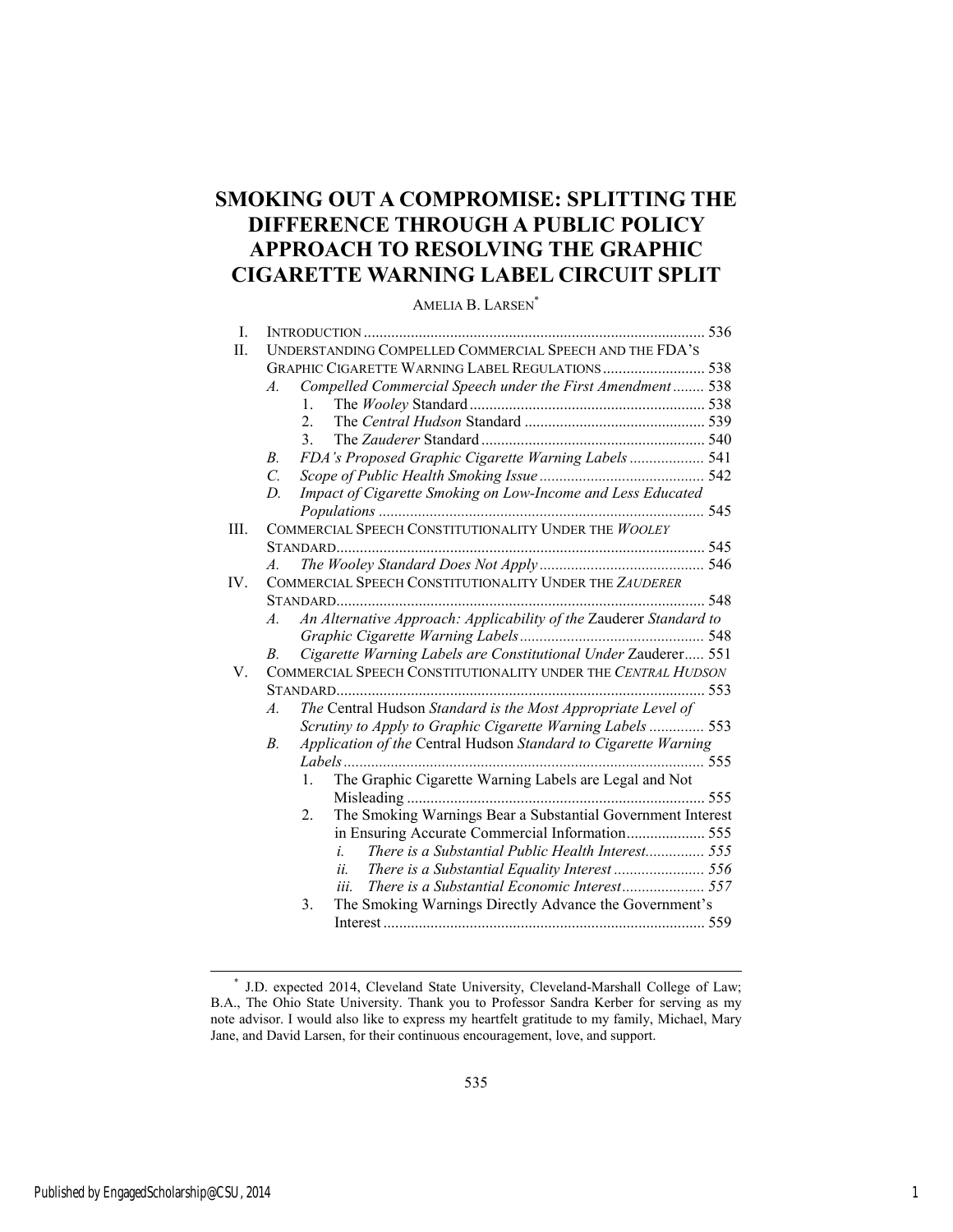# SMOKING OUT A COMPROMISE: SPLITTING THE DIFFERENCE THROUGH A PUBLIC POLICY APPROACH TO RESOLVING THE GRAPHIC CIGARETTE WARNING LABEL CIRCUIT SPLIT

AMELIA B. LARSEN*

- I. INTRODUCTION ..... 536
- II. UNDERSTANDING COMPELLED COMMERCIAL SPEECH AND THE FDA'S GRAPHIC CIGARETTE WARNING LABEL REGULATIONS ..... 538
  - A. *Compelled Commercial Speech under the First Amendment* ..... 538
    - 1. The *Wooley* Standard ..... 538
    - 2. The *Central Hudson* Standard ..... 539
    - 3. The *Zauderer* Standard ..... 540
  - B. *FDA's Proposed Graphic Cigarette Warning Labels* ..... 541
  - C. *Scope of Public Health Smoking Issue* ..... 542
  - D. *Impact of Cigarette Smoking on Low-Income and Less Educated Populations* ..... 545
- III. COMMERCIAL SPEECH CONSTITUTIONALITY UNDER THE *WOOLEY* STANDARD ..... 545
  - A. *The Wooley Standard Does Not Apply* ..... 546
- IV. COMMERCIAL SPEECH CONSTITUTIONALITY UNDER THE *ZAUDERER* STANDARD ..... 548
  - A. *An Alternative Approach: Applicability of the* Zauderer *Standard to Graphic Cigarette Warning Labels* ..... 548
  - B. *Cigarette Warning Labels are Constitutional Under* Zauderer ..... 551
- V. COMMERCIAL SPEECH CONSTITUTIONALITY UNDER THE *CENTRAL HUDSON* STANDARD ..... 553
  - A. *The* Central Hudson *Standard is the Most Appropriate Level of Scrutiny to Apply to Graphic Cigarette Warning Labels* ..... 553
  - B. *Application of the* Central Hudson *Standard to Cigarette Warning Labels* ..... 555
    - 1. The Graphic Cigarette Warning Labels are Legal and Not Misleading ..... 555
    - 2. The Smoking Warnings Bear a Substantial Government Interest in Ensuring Accurate Commercial Information ..... 555
      - i. *There is a Substantial Public Health Interest* ..... 555
      - ii. *There is a Substantial Equality Interest* ..... 556
      - iii. *There is a Substantial Economic Interest* ..... 557
    - 3. The Smoking Warnings Directly Advance the Government's Interest ..... 559

---

\* J.D. expected 2014, Cleveland State University, Cleveland-Marshall College of Law; B.A., The Ohio State University. Thank you to Professor Sandra Kerber for serving as my note advisor. I would also like to express my heartfelt gratitude to my family, Michael, Mary Jane, and David Larsen, for their continuous encouragement, love, and support.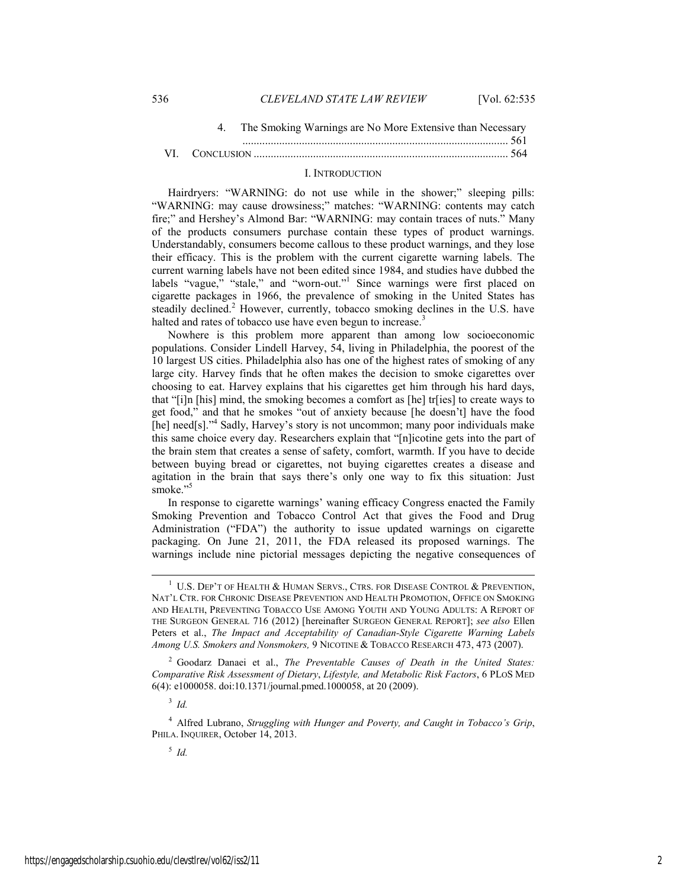4. The Smoking Warnings are No More Extensive than Necessary .............................................................................................. 561

VI. CONCLUSION .......................................................................................... 564

## I. INTRODUCTION

Hairdryers: "WARNING: do not use while in the shower;" sleeping pills: "WARNING: may cause drowsiness;" matches: "WARNING: contents may catch fire;" and Hershey's Almond Bar: "WARNING: may contain traces of nuts." Many of the products consumers purchase contain these types of product warnings. Understandably, consumers become callous to these product warnings, and they lose their efficacy. This is the problem with the current cigarette warning labels. The current warning labels have not been edited since 1984, and studies have dubbed the labels "vague," "stale," and "worn-out."[1] Since warnings were first placed on cigarette packages in 1966, the prevalence of smoking in the United States has steadily declined.[2] However, currently, tobacco smoking declines in the U.S. have halted and rates of tobacco use have even begun to increase.[3]

Nowhere is this problem more apparent than among low socioeconomic populations. Consider Lindell Harvey, 54, living in Philadelphia, the poorest of the 10 largest US cities. Philadelphia also has one of the highest rates of smoking of any large city. Harvey finds that he often makes the decision to smoke cigarettes over choosing to eat. Harvey explains that his cigarettes get him through his hard days, that "[i]n [his] mind, the smoking becomes a comfort as [he] tr[ies] to create ways to get food," and that he smokes "out of anxiety because [he doesn't] have the food [he] need[s]."[4] Sadly, Harvey's story is not uncommon; many poor individuals make this same choice every day. Researchers explain that "[n]icotine gets into the part of the brain stem that creates a sense of safety, comfort, warmth. If you have to decide between buying bread or cigarettes, not buying cigarettes creates a disease and agitation in the brain that says there's only one way to fix this situation: Just smoke."[5]

In response to cigarette warnings' waning efficacy Congress enacted the Family Smoking Prevention and Tobacco Control Act that gives the Food and Drug Administration ("FDA") the authority to issue updated warnings on cigarette packaging. On June 21, 2011, the FDA released its proposed warnings. The warnings include nine pictorial messages depicting the negative consequences of

---

[1] U.S. DEP'T OF HEALTH & HUMAN SERVS., CTRS. FOR DISEASE CONTROL & PREVENTION, NAT'L CTR. FOR CHRONIC DISEASE PREVENTION AND HEALTH PROMOTION, OFFICE ON SMOKING AND HEALTH, PREVENTING TOBACCO USE AMONG YOUTH AND YOUNG ADULTS: A REPORT OF THE SURGEON GENERAL 716 (2012) [hereinafter SURGEON GENERAL REPORT]; *see also* Ellen Peters et al., *The Impact and Acceptability of Canadian-Style Cigarette Warning Labels Among U.S. Smokers and Nonsmokers,* 9 NICOTINE & TOBACCO RESEARCH 473, 473 (2007).

[2] Goodarz Danaei et al., *The Preventable Causes of Death in the United States: Comparative Risk Assessment of Dietary, Lifestyle, and Metabolic Risk Factors*, 6 PLOS MED 6(4): e1000058. doi:10.1371/journal.pmed.1000058, at 20 (2009).

[3] *Id.*

[4] Alfred Lubrano, *Struggling with Hunger and Poverty, and Caught in Tobacco's Grip*, PHILA. INQUIRER, October 14, 2013.

[5] *Id.*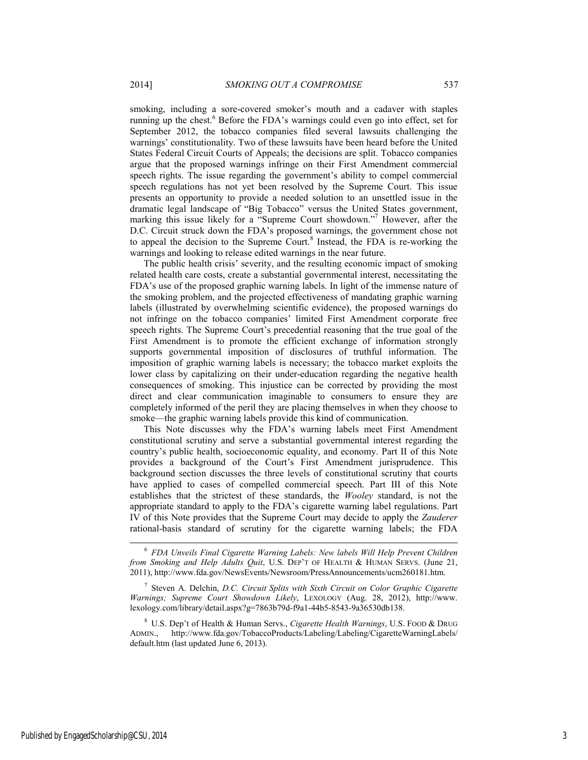smoking, including a sore-covered smoker's mouth and a cadaver with staples running up the chest.[6] Before the FDA's warnings could even go into effect, set for September 2012, the tobacco companies filed several lawsuits challenging the warnings' constitutionality. Two of these lawsuits have been heard before the United States Federal Circuit Courts of Appeals; the decisions are split. Tobacco companies argue that the proposed warnings infringe on their First Amendment commercial speech rights. The issue regarding the government's ability to compel commercial speech regulations has not yet been resolved by the Supreme Court. This issue presents an opportunity to provide a needed solution to an unsettled issue in the dramatic legal landscape of "Big Tobacco" versus the United States government, marking this issue likely for a "Supreme Court showdown."[7] However, after the D.C. Circuit struck down the FDA's proposed warnings, the government chose not to appeal the decision to the Supreme Court.[8] Instead, the FDA is re-working the warnings and looking to release edited warnings in the near future.

The public health crisis' severity, and the resulting economic impact of smoking related health care costs, create a substantial governmental interest, necessitating the FDA's use of the proposed graphic warning labels. In light of the immense nature of the smoking problem, and the projected effectiveness of mandating graphic warning labels (illustrated by overwhelming scientific evidence), the proposed warnings do not infringe on the tobacco companies' limited First Amendment corporate free speech rights. The Supreme Court's precedential reasoning that the true goal of the First Amendment is to promote the efficient exchange of information strongly supports governmental imposition of disclosures of truthful information. The imposition of graphic warning labels is necessary; the tobacco market exploits the lower class by capitalizing on their under-education regarding the negative health consequences of smoking. This injustice can be corrected by providing the most direct and clear communication imaginable to consumers to ensure they are completely informed of the peril they are placing themselves in when they choose to smoke—the graphic warning labels provide this kind of communication.

This Note discusses why the FDA's warning labels meet First Amendment constitutional scrutiny and serve a substantial governmental interest regarding the country's public health, socioeconomic equality, and economy. Part II of this Note provides a background of the Court's First Amendment jurisprudence. This background section discusses the three levels of constitutional scrutiny that courts have applied to cases of compelled commercial speech. Part III of this Note establishes that the strictest of these standards, the *Wooley* standard, is not the appropriate standard to apply to the FDA's cigarette warning label regulations. Part IV of this Note provides that the Supreme Court may decide to apply the *Zauderer* rational-basis standard of scrutiny for the cigarette warning labels; the FDA

---

[6] *FDA Unveils Final Cigarette Warning Labels: New labels Will Help Prevent Children from Smoking and Help Adults Quit*, U.S. DEP'T OF HEALTH & HUMAN SERVS. (June 21, 2011), http://www.fda.gov/NewsEvents/Newsroom/PressAnnouncements/ucm260181.htm.

[7] Steven A. Delchin, *D.C. Circuit Splits with Sixth Circuit on Color Graphic Cigarette Warnings; Supreme Court Showdown Likely*, LEXOLOGY (Aug. 28, 2012), http://www.lexology.com/library/detail.aspx?g=7863b79d-f9a1-44b5-8543-9a36530db138.

[8] U.S. Dep't of Health & Human Servs., *Cigarette Health Warnings*, U.S. FOOD & DRUG ADMIN., http://www.fda.gov/TobaccoProducts/Labeling/Labeling/CigaretteWarningLabels/default.htm (last updated June 6, 2013).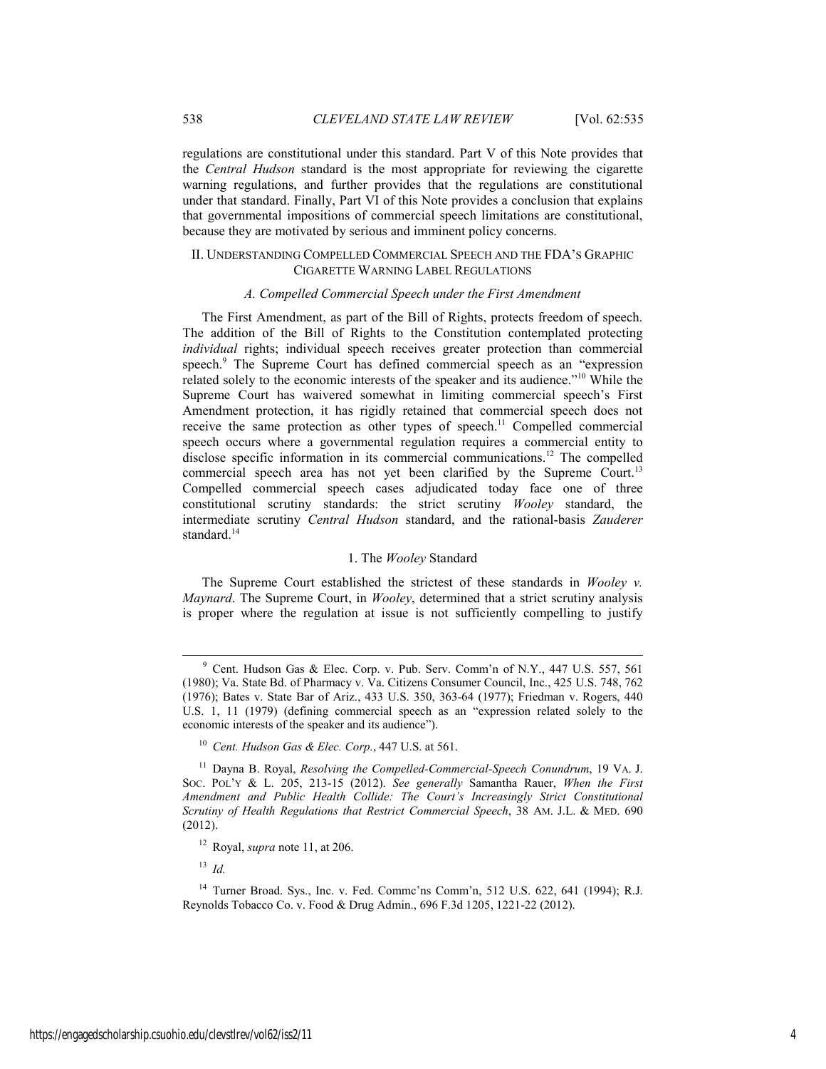regulations are constitutional under this standard. Part V of this Note provides that the *Central Hudson* standard is the most appropriate for reviewing the cigarette warning regulations, and further provides that the regulations are constitutional under that standard. Finally, Part VI of this Note provides a conclusion that explains that governmental impositions of commercial speech limitations are constitutional, because they are motivated by serious and imminent policy concerns.

## II. UNDERSTANDING COMPELLED COMMERCIAL SPEECH AND THE FDA'S GRAPHIC CIGARETTE WARNING LABEL REGULATIONS

### *A. Compelled Commercial Speech under the First Amendment*

The First Amendment, as part of the Bill of Rights, protects freedom of speech. The addition of the Bill of Rights to the Constitution contemplated protecting *individual* rights; individual speech receives greater protection than commercial speech.[9] The Supreme Court has defined commercial speech as an "expression related solely to the economic interests of the speaker and its audience."[10] While the Supreme Court has waivered somewhat in limiting commercial speech's First Amendment protection, it has rigidly retained that commercial speech does not receive the same protection as other types of speech.[11] Compelled commercial speech occurs where a governmental regulation requires a commercial entity to disclose specific information in its commercial communications.[12] The compelled commercial speech area has not yet been clarified by the Supreme Court.[13] Compelled commercial speech cases adjudicated today face one of three constitutional scrutiny standards: the strict scrutiny *Wooley* standard, the intermediate scrutiny *Central Hudson* standard, and the rational-basis *Zauderer* standard.[14]

#### 1. The *Wooley* Standard

The Supreme Court established the strictest of these standards in *Wooley v. Maynard*. The Supreme Court, in *Wooley*, determined that a strict scrutiny analysis is proper where the regulation at issue is not sufficiently compelling to justify

---

[9] Cent. Hudson Gas & Elec. Corp. v. Pub. Serv. Comm'n of N.Y., 447 U.S. 557, 561 (1980); Va. State Bd. of Pharmacy v. Va. Citizens Consumer Council, Inc., 425 U.S. 748, 762 (1976); Bates v. State Bar of Ariz., 433 U.S. 350, 363-64 (1977); Friedman v. Rogers, 440 U.S. 1, 11 (1979) (defining commercial speech as an "expression related solely to the economic interests of the speaker and its audience").

[10] *Cent. Hudson Gas & Elec. Corp.*, 447 U.S. at 561.

[11] Dayna B. Royal, *Resolving the Compelled-Commercial-Speech Conundrum*, 19 VA. J. SOC. POL'Y & L. 205, 213-15 (2012). *See generally* Samantha Rauer, *When the First Amendment and Public Health Collide: The Court's Increasingly Strict Constitutional Scrutiny of Health Regulations that Restrict Commercial Speech*, 38 AM. J.L. & MED. 690 (2012).

[12] Royal, *supra* note 11, at 206.

[13] *Id.*

[14] Turner Broad. Sys., Inc. v. Fed. Commc'ns Comm'n, 512 U.S. 622, 641 (1994); R.J. Reynolds Tobacco Co. v. Food & Drug Admin., 696 F.3d 1205, 1221-22 (2012).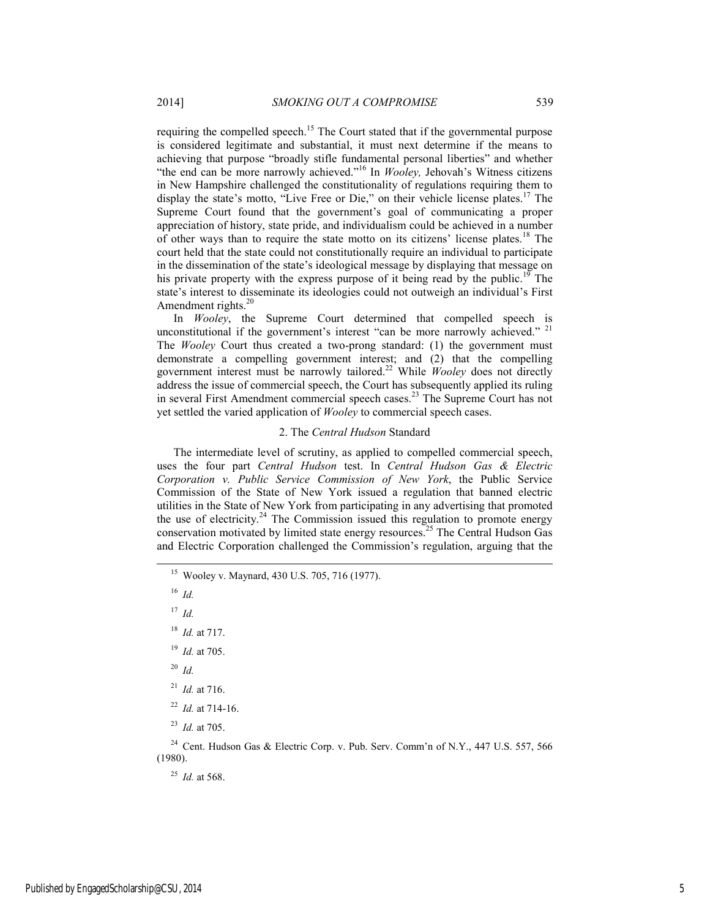requiring the compelled speech.[15] The Court stated that if the governmental purpose is considered legitimate and substantial, it must next determine if the means to achieving that purpose "broadly stifle fundamental personal liberties" and whether "the end can be more narrowly achieved."[16] In *Wooley,* Jehovah's Witness citizens in New Hampshire challenged the constitutionality of regulations requiring them to display the state's motto, "Live Free or Die," on their vehicle license plates.[17] The Supreme Court found that the government's goal of communicating a proper appreciation of history, state pride, and individualism could be achieved in a number of other ways than to require the state motto on its citizens' license plates.[18] The court held that the state could not constitutionally require an individual to participate in the dissemination of the state's ideological message by displaying that message on his private property with the express purpose of it being read by the public.[19] The state's interest to disseminate its ideologies could not outweigh an individual's First Amendment rights.[20]

In *Wooley*, the Supreme Court determined that compelled speech is unconstitutional if the government's interest "can be more narrowly achieved." [21] The *Wooley* Court thus created a two-prong standard: (1) the government must demonstrate a compelling government interest; and (2) that the compelling government interest must be narrowly tailored.[22] While *Wooley* does not directly address the issue of commercial speech, the Court has subsequently applied its ruling in several First Amendment commercial speech cases.[23] The Supreme Court has not yet settled the varied application of *Wooley* to commercial speech cases.

### 2. The *Central Hudson* Standard

The intermediate level of scrutiny, as applied to compelled commercial speech, uses the four part *Central Hudson* test. In *Central Hudson Gas & Electric Corporation v. Public Service Commission of New York*, the Public Service Commission of the State of New York issued a regulation that banned electric utilities in the State of New York from participating in any advertising that promoted the use of electricity.[24] The Commission issued this regulation to promote energy conservation motivated by limited state energy resources.[25] The Central Hudson Gas and Electric Corporation challenged the Commission's regulation, arguing that the

---

[15] Wooley v. Maynard, 430 U.S. 705, 716 (1977).

[16] *Id.*

[17] *Id.*

[18] *Id.* at 717.

[19] *Id.* at 705.

[20] *Id.*

[21] *Id.* at 716.

[22] *Id.* at 714-16.

[23] *Id.* at 705.

[24] Cent. Hudson Gas & Electric Corp. v. Pub. Serv. Comm'n of N.Y., 447 U.S. 557, 566 (1980).

[25] *Id.* at 568.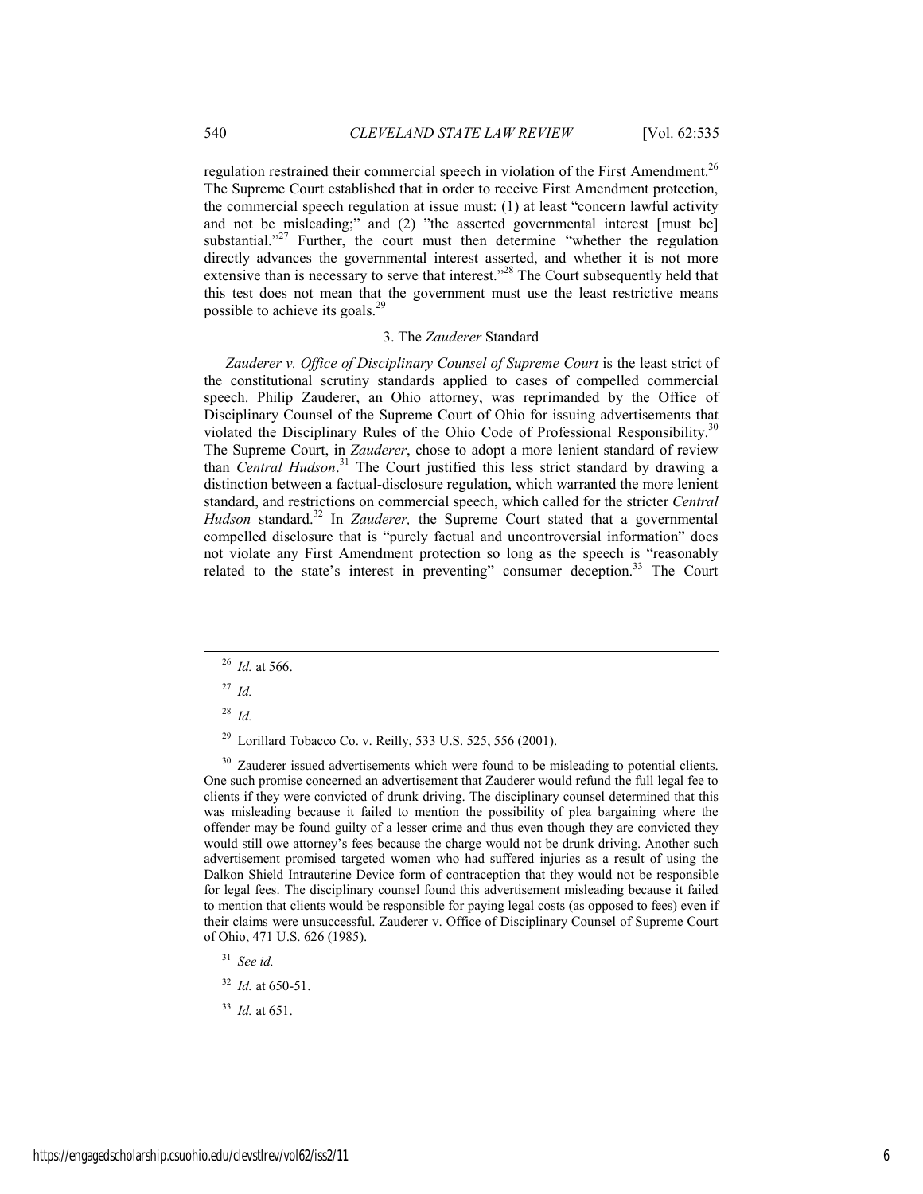regulation restrained their commercial speech in violation of the First Amendment.[26] The Supreme Court established that in order to receive First Amendment protection, the commercial speech regulation at issue must: (1) at least "concern lawful activity and not be misleading;" and (2) "the asserted governmental interest [must be] substantial."[27] Further, the court must then determine "whether the regulation directly advances the governmental interest asserted, and whether it is not more extensive than is necessary to serve that interest."[28] The Court subsequently held that this test does not mean that the government must use the least restrictive means possible to achieve its goals.[29]

### 3. The *Zauderer* Standard

*Zauderer v. Office of Disciplinary Counsel of Supreme Court* is the least strict of the constitutional scrutiny standards applied to cases of compelled commercial speech. Philip Zauderer, an Ohio attorney, was reprimanded by the Office of Disciplinary Counsel of the Supreme Court of Ohio for issuing advertisements that violated the Disciplinary Rules of the Ohio Code of Professional Responsibility.[30] The Supreme Court, in *Zauderer*, chose to adopt a more lenient standard of review than *Central Hudson*.[31] The Court justified this less strict standard by drawing a distinction between a factual-disclosure regulation, which warranted the more lenient standard, and restrictions on commercial speech, which called for the stricter *Central Hudson* standard.[32] In *Zauderer,* the Supreme Court stated that a governmental compelled disclosure that is "purely factual and uncontroversial information" does not violate any First Amendment protection so long as the speech is "reasonably related to the state's interest in preventing" consumer deception.[33] The Court

---

[26] *Id.* at 566.

[27] *Id.*

[28] *Id.*

[29] Lorillard Tobacco Co. v. Reilly, 533 U.S. 525, 556 (2001).

[30] Zauderer issued advertisements which were found to be misleading to potential clients. One such promise concerned an advertisement that Zauderer would refund the full legal fee to clients if they were convicted of drunk driving. The disciplinary counsel determined that this was misleading because it failed to mention the possibility of plea bargaining where the offender may be found guilty of a lesser crime and thus even though they are convicted they would still owe attorney's fees because the charge would not be drunk driving. Another such advertisement promised targeted women who had suffered injuries as a result of using the Dalkon Shield Intrauterine Device form of contraception that they would not be responsible for legal fees. The disciplinary counsel found this advertisement misleading because it failed to mention that clients would be responsible for paying legal costs (as opposed to fees) even if their claims were unsuccessful. Zauderer v. Office of Disciplinary Counsel of Supreme Court of Ohio, 471 U.S. 626 (1985).

[31] *See id.*

[32] *Id.* at 650-51.

[33] *Id.* at 651.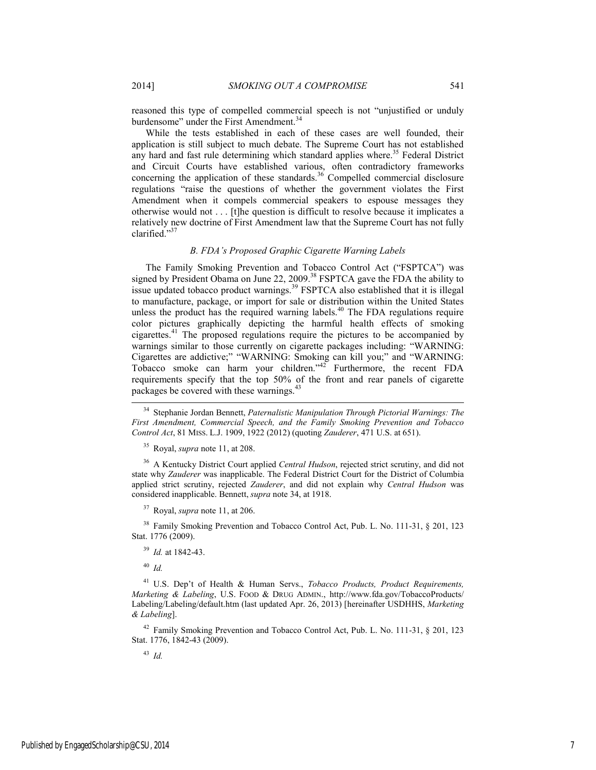reasoned this type of compelled commercial speech is not "unjustified or unduly burdensome" under the First Amendment.[34]

While the tests established in each of these cases are well founded, their application is still subject to much debate. The Supreme Court has not established any hard and fast rule determining which standard applies where.[35] Federal District and Circuit Courts have established various, often contradictory frameworks concerning the application of these standards.[36] Compelled commercial disclosure regulations "raise the questions of whether the government violates the First Amendment when it compels commercial speakers to espouse messages they otherwise would not . . . [t]he question is difficult to resolve because it implicates a relatively new doctrine of First Amendment law that the Supreme Court has not fully clarified."[37]

### *B. FDA's Proposed Graphic Cigarette Warning Labels*

The Family Smoking Prevention and Tobacco Control Act ("FSPTCA") was signed by President Obama on June 22, 2009.[38] FSPTCA gave the FDA the ability to issue updated tobacco product warnings.[39] FSPTCA also established that it is illegal to manufacture, package, or import for sale or distribution within the United States unless the product has the required warning labels.[40] The FDA regulations require color pictures graphically depicting the harmful health effects of smoking cigarettes.[41] The proposed regulations require the pictures to be accompanied by warnings similar to those currently on cigarette packages including: "WARNING: Cigarettes are addictive;" "WARNING: Smoking can kill you;" and "WARNING: Tobacco smoke can harm your children."[42] Furthermore, the recent FDA requirements specify that the top 50% of the front and rear panels of cigarette packages be covered with these warnings.[43]

---

[34] Stephanie Jordan Bennett, *Paternalistic Manipulation Through Pictorial Warnings: The First Amendment, Commercial Speech, and the Family Smoking Prevention and Tobacco Control Act*, 81 MISS. L.J. 1909, 1922 (2012) (quoting *Zauderer*, 471 U.S. at 651).

[35] Royal, *supra* note 11, at 208.

[36] A Kentucky District Court applied *Central Hudson*, rejected strict scrutiny, and did not state why *Zauderer* was inapplicable. The Federal District Court for the District of Columbia applied strict scrutiny, rejected *Zauderer*, and did not explain why *Central Hudson* was considered inapplicable. Bennett, *supra* note 34, at 1918.

[37] Royal, *supra* note 11, at 206.

[38] Family Smoking Prevention and Tobacco Control Act, Pub. L. No. 111-31, § 201, 123 Stat. 1776 (2009).

[39] *Id.* at 1842-43.

[40] *Id.*

[41] U.S. Dep't of Health & Human Servs., *Tobacco Products, Product Requirements, Marketing & Labeling*, U.S. FOOD & DRUG ADMIN., http://www.fda.gov/TobaccoProducts/Labeling/Labeling/default.htm (last updated Apr. 26, 2013) [hereinafter USDHHS, *Marketing & Labeling*].

[42] Family Smoking Prevention and Tobacco Control Act, Pub. L. No. 111-31, § 201, 123 Stat. 1776, 1842-43 (2009).

[43] *Id.*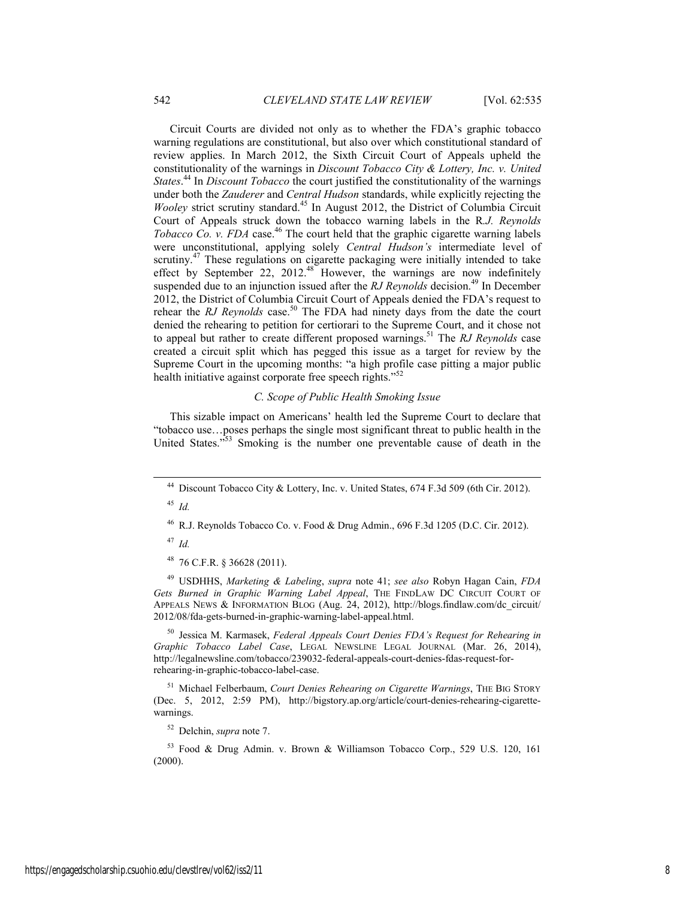Circuit Courts are divided not only as to whether the FDA's graphic tobacco warning regulations are constitutional, but also over which constitutional standard of review applies. In March 2012, the Sixth Circuit Court of Appeals upheld the constitutionality of the warnings in *Discount Tobacco City & Lottery, Inc. v. United States*.[44] In *Discount Tobacco* the court justified the constitutionality of the warnings under both the *Zauderer* and *Central Hudson* standards, while explicitly rejecting the *Wooley* strict scrutiny standard.[45] In August 2012, the District of Columbia Circuit Court of Appeals struck down the tobacco warning labels in the R*.J. Reynolds Tobacco Co. v. FDA* case.[46] The court held that the graphic cigarette warning labels were unconstitutional, applying solely *Central Hudson's* intermediate level of scrutiny.[47] These regulations on cigarette packaging were initially intended to take effect by September 22, 2012.[48] However, the warnings are now indefinitely suspended due to an injunction issued after the *RJ Reynolds* decision.[49] In December 2012, the District of Columbia Circuit Court of Appeals denied the FDA's request to rehear the *RJ Reynolds* case.[50] The FDA had ninety days from the date the court denied the rehearing to petition for certiorari to the Supreme Court, and it chose not to appeal but rather to create different proposed warnings.[51] The *RJ Reynolds* case created a circuit split which has pegged this issue as a target for review by the Supreme Court in the upcoming months: "a high profile case pitting a major public health initiative against corporate free speech rights."[52]

### *C. Scope of Public Health Smoking Issue*

This sizable impact on Americans' health led the Supreme Court to declare that "tobacco use…poses perhaps the single most significant threat to public health in the United States."[53] Smoking is the number one preventable cause of death in the

---

[44] Discount Tobacco City & Lottery, Inc. v. United States, 674 F.3d 509 (6th Cir. 2012).

[45] *Id.*

[46] R.J. Reynolds Tobacco Co. v. Food & Drug Admin., 696 F.3d 1205 (D.C. Cir. 2012).

[47] *Id.*

[48] 76 C.F.R. § 36628 (2011).

[49] USDHHS, *Marketing & Labeling*, *supra* note 41; *see also* Robyn Hagan Cain, *FDA Gets Burned in Graphic Warning Label Appeal*, THE FINDLAW DC CIRCUIT COURT OF APPEALS NEWS & INFORMATION BLOG (Aug. 24, 2012), http://blogs.findlaw.com/dc_circuit/2012/08/fda-gets-burned-in-graphic-warning-label-appeal.html.

[50] Jessica M. Karmasek, *Federal Appeals Court Denies FDA's Request for Rehearing in Graphic Tobacco Label Case*, LEGAL NEWSLINE LEGAL JOURNAL (Mar. 26, 2014), http://legalnewsline.com/tobacco/239032-federal-appeals-court-denies-fdas-request-for-rehearing-in-graphic-tobacco-label-case.

[51] Michael Felberbaum, *Court Denies Rehearing on Cigarette Warnings*, THE BIG STORY (Dec. 5, 2012, 2:59 PM), http://bigstory.ap.org/article/court-denies-rehearing-cigarette-warnings.

[52] Delchin, *supra* note 7.

[53] Food & Drug Admin. v. Brown & Williamson Tobacco Corp., 529 U.S. 120, 161 (2000).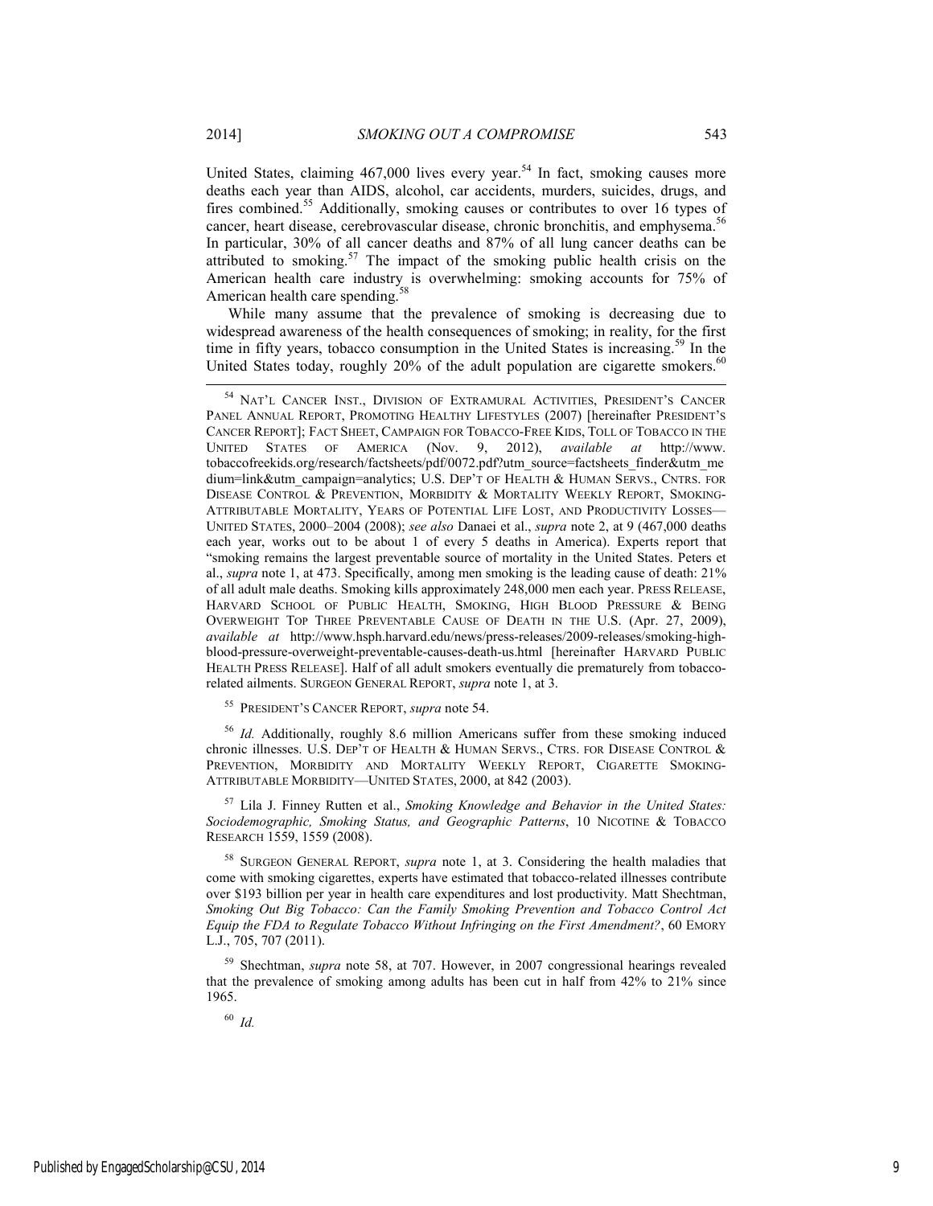United States, claiming 467,000 lives every year.[54] In fact, smoking causes more deaths each year than AIDS, alcohol, car accidents, murders, suicides, drugs, and fires combined.[55] Additionally, smoking causes or contributes to over 16 types of cancer, heart disease, cerebrovascular disease, chronic bronchitis, and emphysema.[56] In particular, 30% of all cancer deaths and 87% of all lung cancer deaths can be attributed to smoking.[57] The impact of the smoking public health crisis on the American health care industry is overwhelming: smoking accounts for 75% of American health care spending.[58]

While many assume that the prevalence of smoking is decreasing due to widespread awareness of the health consequences of smoking; in reality, for the first time in fifty years, tobacco consumption in the United States is increasing.[59] In the United States today, roughly 20% of the adult population are cigarette smokers.[60]

---

[54] NAT'L CANCER INST., DIVISION OF EXTRAMURAL ACTIVITIES, PRESIDENT'S CANCER PANEL ANNUAL REPORT, PROMOTING HEALTHY LIFESTYLES (2007) [hereinafter PRESIDENT'S CANCER REPORT]; FACT SHEET, CAMPAIGN FOR TOBACCO-FREE KIDS, TOLL OF TOBACCO IN THE UNITED STATES OF AMERICA (Nov. 9, 2012), *available at* http://www.tobaccofreekids.org/research/factsheets/pdf/0072.pdf?utm_source=factsheets_finder&utm_medium=link&utm_campaign=analytics; U.S. DEP'T OF HEALTH & HUMAN SERVS., CNTRS. FOR DISEASE CONTROL & PREVENTION, MORBIDITY & MORTALITY WEEKLY REPORT, SMOKING-ATTRIBUTABLE MORTALITY, YEARS OF POTENTIAL LIFE LOST, AND PRODUCTIVITY LOSSES—UNITED STATES, 2000–2004 (2008); *see also* Danaei et al., *supra* note 2, at 9 (467,000 deaths each year, works out to be about 1 of every 5 deaths in America). Experts report that "smoking remains the largest preventable source of mortality in the United States. Peters et al., *supra* note 1, at 473. Specifically, among men smoking is the leading cause of death: 21% of all adult male deaths. Smoking kills approximately 248,000 men each year. PRESS RELEASE, HARVARD SCHOOL OF PUBLIC HEALTH, SMOKING, HIGH BLOOD PRESSURE & BEING OVERWEIGHT TOP THREE PREVENTABLE CAUSE OF DEATH IN THE U.S. (Apr. 27, 2009), *available at* http://www.hsph.harvard.edu/news/press-releases/2009-releases/smoking-high-blood-pressure-overweight-preventable-causes-death-us.html [hereinafter HARVARD PUBLIC HEALTH PRESS RELEASE]. Half of all adult smokers eventually die prematurely from tobacco-related ailments. SURGEON GENERAL REPORT, *supra* note 1, at 3.

[55] PRESIDENT'S CANCER REPORT, *supra* note 54.

[56] *Id.* Additionally, roughly 8.6 million Americans suffer from these smoking induced chronic illnesses. U.S. DEP'T OF HEALTH & HUMAN SERVS., CTRS. FOR DISEASE CONTROL & PREVENTION, MORBIDITY AND MORTALITY WEEKLY REPORT, CIGARETTE SMOKING-ATTRIBUTABLE MORBIDITY—UNITED STATES, 2000, at 842 (2003).

[57] Lila J. Finney Rutten et al., *Smoking Knowledge and Behavior in the United States: Sociodemographic, Smoking Status, and Geographic Patterns*, 10 NICOTINE & TOBACCO RESEARCH 1559, 1559 (2008).

[58] SURGEON GENERAL REPORT, *supra* note 1, at 3. Considering the health maladies that come with smoking cigarettes, experts have estimated that tobacco-related illnesses contribute over $193 billion per year in health care expenditures and lost productivity. Matt Shechtman, *Smoking Out Big Tobacco: Can the Family Smoking Prevention and Tobacco Control Act Equip the FDA to Regulate Tobacco Without Infringing on the First Amendment?*, 60 EMORY L.J., 705, 707 (2011).

[59] Shechtman, *supra* note 58, at 707. However, in 2007 congressional hearings revealed that the prevalence of smoking among adults has been cut in half from 42% to 21% since 1965.

[60] *Id.*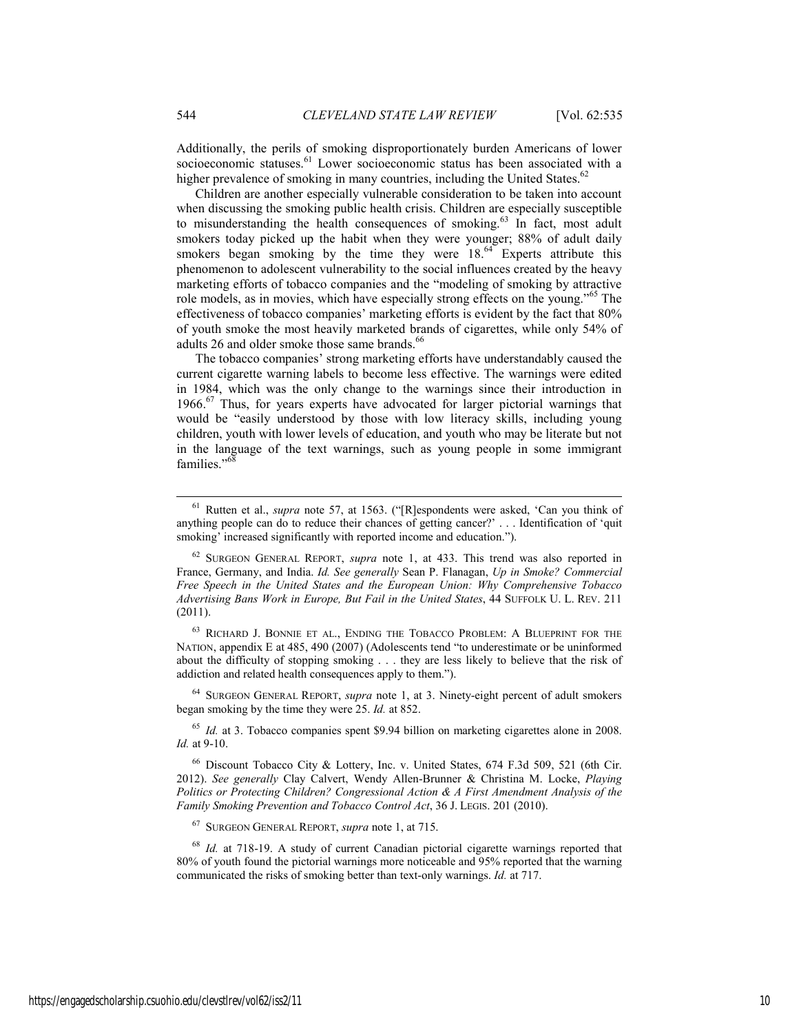Additionally, the perils of smoking disproportionately burden Americans of lower socioeconomic statuses.[61] Lower socioeconomic status has been associated with a higher prevalence of smoking in many countries, including the United States.[62]

Children are another especially vulnerable consideration to be taken into account when discussing the smoking public health crisis. Children are especially susceptible to misunderstanding the health consequences of smoking.[63] In fact, most adult smokers today picked up the habit when they were younger; 88% of adult daily smokers began smoking by the time they were 18.[64] Experts attribute this phenomenon to adolescent vulnerability to the social influences created by the heavy marketing efforts of tobacco companies and the "modeling of smoking by attractive role models, as in movies, which have especially strong effects on the young."[65] The effectiveness of tobacco companies' marketing efforts is evident by the fact that 80% of youth smoke the most heavily marketed brands of cigarettes, while only 54% of adults 26 and older smoke those same brands.[66]

The tobacco companies' strong marketing efforts have understandably caused the current cigarette warning labels to become less effective. The warnings were edited in 1984, which was the only change to the warnings since their introduction in 1966.[67] Thus, for years experts have advocated for larger pictorial warnings that would be "easily understood by those with low literacy skills, including young children, youth with lower levels of education, and youth who may be literate but not in the language of the text warnings, such as young people in some immigrant families."[68]

---

[61] Rutten et al., *supra* note 57, at 1563. ("[R]espondents were asked, 'Can you think of anything people can do to reduce their chances of getting cancer?' . . . Identification of 'quit smoking' increased significantly with reported income and education.").

[62] SURGEON GENERAL REPORT, *supra* note 1, at 433. This trend was also reported in France, Germany, and India. *Id. See generally* Sean P. Flanagan, *Up in Smoke? Commercial Free Speech in the United States and the European Union: Why Comprehensive Tobacco Advertising Bans Work in Europe, But Fail in the United States*, 44 SUFFOLK U. L. REV. 211 (2011).

[63] RICHARD J. BONNIE ET AL., ENDING THE TOBACCO PROBLEM: A BLUEPRINT FOR THE NATION, appendix E at 485, 490 (2007) (Adolescents tend "to underestimate or be uninformed about the difficulty of stopping smoking . . . they are less likely to believe that the risk of addiction and related health consequences apply to them.").

[64] SURGEON GENERAL REPORT, *supra* note 1, at 3. Ninety-eight percent of adult smokers began smoking by the time they were 25. *Id.* at 852.

[65] *Id.* at 3. Tobacco companies spent $9.94 billion on marketing cigarettes alone in 2008. *Id.* at 9-10.

[66] Discount Tobacco City & Lottery, Inc. v. United States, 674 F.3d 509, 521 (6th Cir. 2012). *See generally* Clay Calvert, Wendy Allen-Brunner & Christina M. Locke, *Playing Politics or Protecting Children? Congressional Action & A First Amendment Analysis of the Family Smoking Prevention and Tobacco Control Act*, 36 J. LEGIS. 201 (2010).

[67] SURGEON GENERAL REPORT, *supra* note 1, at 715.

[68] *Id.* at 718-19. A study of current Canadian pictorial cigarette warnings reported that 80% of youth found the pictorial warnings more noticeable and 95% reported that the warning communicated the risks of smoking better than text-only warnings. *Id.* at 717.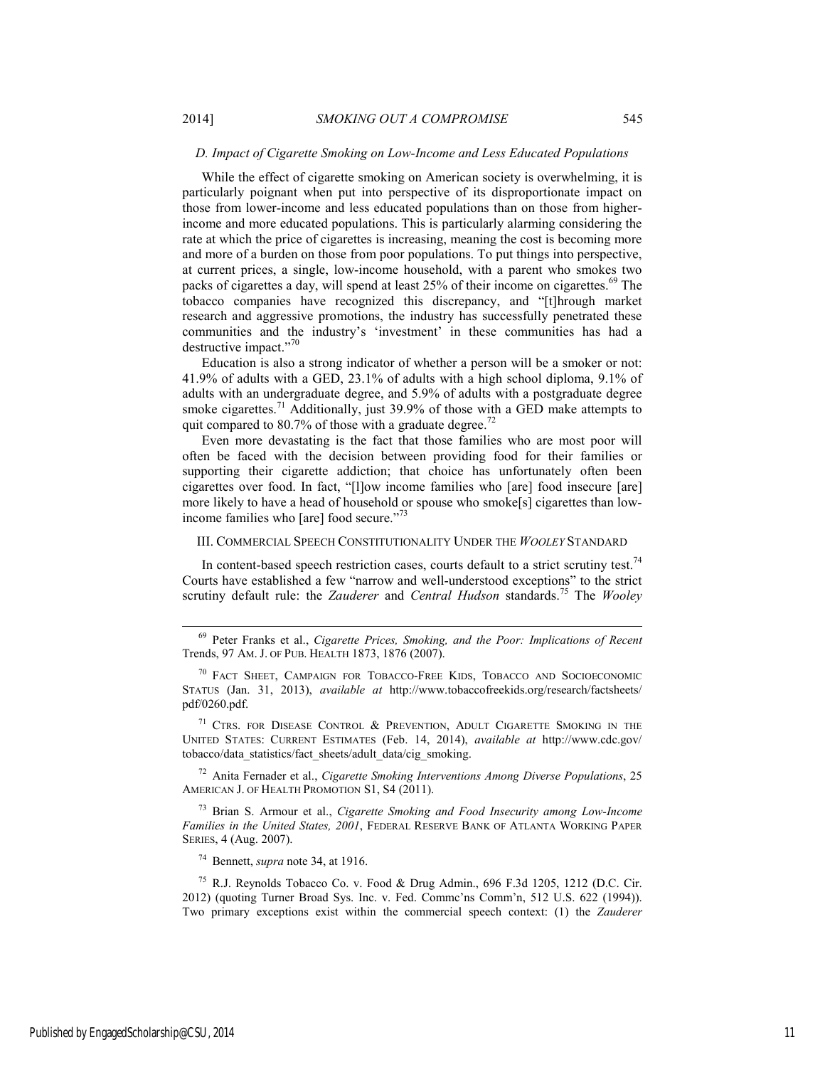### *D. Impact of Cigarette Smoking on Low-Income and Less Educated Populations*

While the effect of cigarette smoking on American society is overwhelming, it is particularly poignant when put into perspective of its disproportionate impact on those from lower-income and less educated populations than on those from higher-income and more educated populations. This is particularly alarming considering the rate at which the price of cigarettes is increasing, meaning the cost is becoming more and more of a burden on those from poor populations. To put things into perspective, at current prices, a single, low-income household, with a parent who smokes two packs of cigarettes a day, will spend at least 25% of their income on cigarettes.[69] The tobacco companies have recognized this discrepancy, and "[t]hrough market research and aggressive promotions, the industry has successfully penetrated these communities and the industry's 'investment' in these communities has had a destructive impact."[70]

Education is also a strong indicator of whether a person will be a smoker or not: 41.9% of adults with a GED, 23.1% of adults with a high school diploma, 9.1% of adults with an undergraduate degree, and 5.9% of adults with a postgraduate degree smoke cigarettes.[71] Additionally, just 39.9% of those with a GED make attempts to quit compared to 80.7% of those with a graduate degree.[72]

Even more devastating is the fact that those families who are most poor will often be faced with the decision between providing food for their families or supporting their cigarette addiction; that choice has unfortunately often been cigarettes over food. In fact, "[l]ow income families who [are] food insecure [are] more likely to have a head of household or spouse who smoke[s] cigarettes than low-income families who [are] food secure."[73]

## III. COMMERCIAL SPEECH CONSTITUTIONALITY UNDER THE *WOOLEY* STANDARD

In content-based speech restriction cases, courts default to a strict scrutiny test.[74] Courts have established a few "narrow and well-understood exceptions" to the strict scrutiny default rule: the *Zauderer* and *Central Hudson* standards.[75] The *Wooley*

---

[69] Peter Franks et al., *Cigarette Prices, Smoking, and the Poor: Implications of Recent* Trends, 97 AM. J. OF PUB. HEALTH 1873, 1876 (2007).

[70] FACT SHEET, CAMPAIGN FOR TOBACCO-FREE KIDS, TOBACCO AND SOCIOECONOMIC STATUS (Jan. 31, 2013), *available at* http://www.tobaccofreekids.org/research/factsheets/pdf/0260.pdf.

[71] CTRS. FOR DISEASE CONTROL & PREVENTION, ADULT CIGARETTE SMOKING IN THE UNITED STATES: CURRENT ESTIMATES (Feb. 14, 2014), *available at* http://www.cdc.gov/tobacco/data_statistics/fact_sheets/adult_data/cig_smoking.

[72] Anita Fernader et al., *Cigarette Smoking Interventions Among Diverse Populations*, 25 AMERICAN J. OF HEALTH PROMOTION S1, S4 (2011).

[73] Brian S. Armour et al., *Cigarette Smoking and Food Insecurity among Low-Income Families in the United States, 2001*, FEDERAL RESERVE BANK OF ATLANTA WORKING PAPER SERIES, 4 (Aug. 2007).

[74] Bennett, *supra* note 34, at 1916.

[75] R.J. Reynolds Tobacco Co. v. Food & Drug Admin., 696 F.3d 1205, 1212 (D.C. Cir. 2012) (quoting Turner Broad Sys. Inc. v. Fed. Commc'ns Comm'n, 512 U.S. 622 (1994)). Two primary exceptions exist within the commercial speech context: (1) the *Zauderer*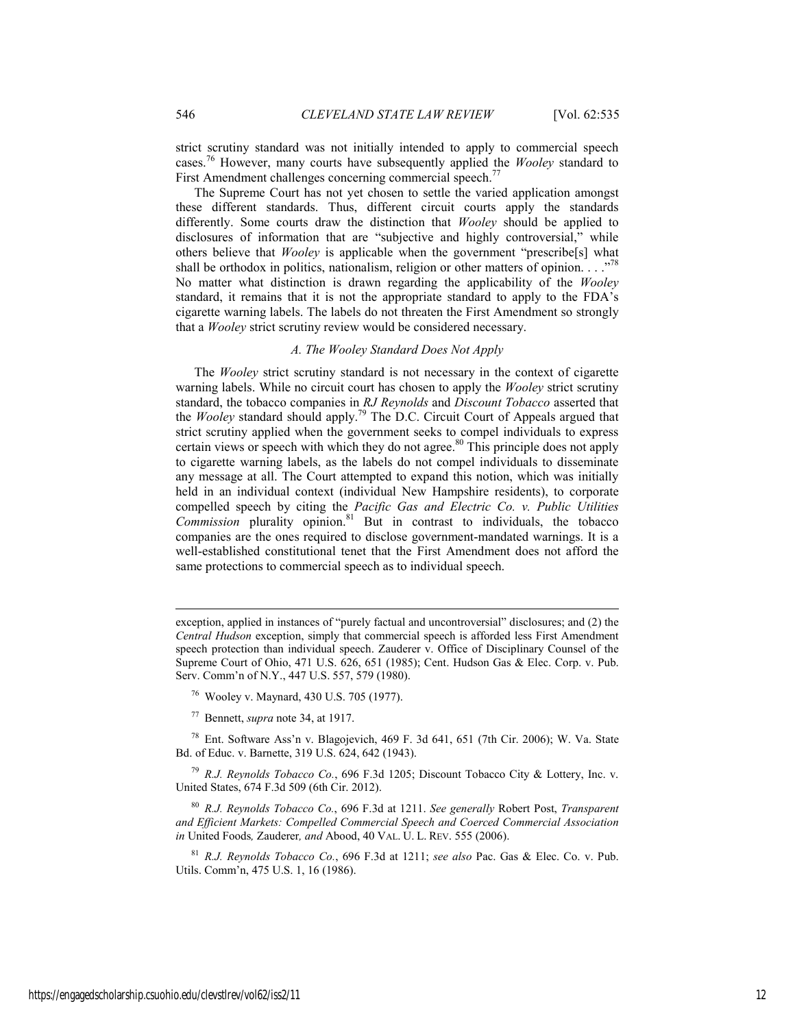strict scrutiny standard was not initially intended to apply to commercial speech cases.[76] However, many courts have subsequently applied the *Wooley* standard to First Amendment challenges concerning commercial speech.[77]

The Supreme Court has not yet chosen to settle the varied application amongst these different standards. Thus, different circuit courts apply the standards differently. Some courts draw the distinction that *Wooley* should be applied to disclosures of information that are "subjective and highly controversial," while others believe that *Wooley* is applicable when the government "prescribe[s] what shall be orthodox in politics, nationalism, religion or other matters of opinion. . . ."[78] No matter what distinction is drawn regarding the applicability of the *Wooley* standard, it remains that it is not the appropriate standard to apply to the FDA's cigarette warning labels. The labels do not threaten the First Amendment so strongly that a *Wooley* strict scrutiny review would be considered necessary.

### *A. The Wooley Standard Does Not Apply*

The *Wooley* strict scrutiny standard is not necessary in the context of cigarette warning labels. While no circuit court has chosen to apply the *Wooley* strict scrutiny standard, the tobacco companies in *RJ Reynolds* and *Discount Tobacco* asserted that the *Wooley* standard should apply.[79] The D.C. Circuit Court of Appeals argued that strict scrutiny applied when the government seeks to compel individuals to express certain views or speech with which they do not agree.[80] This principle does not apply to cigarette warning labels, as the labels do not compel individuals to disseminate any message at all. The Court attempted to expand this notion, which was initially held in an individual context (individual New Hampshire residents), to corporate compelled speech by citing the *Pacific Gas and Electric Co. v. Public Utilities Commission* plurality opinion.[81] But in contrast to individuals, the tobacco companies are the ones required to disclose government-mandated warnings. It is a well-established constitutional tenet that the First Amendment does not afford the same protections to commercial speech as to individual speech.

---

exception, applied in instances of "purely factual and uncontroversial" disclosures; and (2) the *Central Hudson* exception, simply that commercial speech is afforded less First Amendment speech protection than individual speech. Zauderer v. Office of Disciplinary Counsel of the Supreme Court of Ohio, 471 U.S. 626, 651 (1985); Cent. Hudson Gas & Elec. Corp. v. Pub. Serv. Comm'n of N.Y., 447 U.S. 557, 579 (1980).

[76] Wooley v. Maynard, 430 U.S. 705 (1977).

[77] Bennett, *supra* note 34, at 1917.

[78] Ent. Software Ass'n v. Blagojevich, 469 F. 3d 641, 651 (7th Cir. 2006); W. Va. State Bd. of Educ. v. Barnette, 319 U.S. 624, 642 (1943).

[79] *R.J. Reynolds Tobacco Co.*, 696 F.3d 1205; Discount Tobacco City & Lottery, Inc. v. United States, 674 F.3d 509 (6th Cir. 2012).

[80] *R.J. Reynolds Tobacco Co.*, 696 F.3d at 1211. *See generally* Robert Post, *Transparent and Efficient Markets: Compelled Commercial Speech and Coerced Commercial Association in* United Foods*,* Zauderer*, and* Abood, 40 VAL. U. L. REV. 555 (2006).

[81] *R.J. Reynolds Tobacco Co.*, 696 F.3d at 1211; *see also* Pac. Gas & Elec. Co. v. Pub. Utils. Comm'n, 475 U.S. 1, 16 (1986).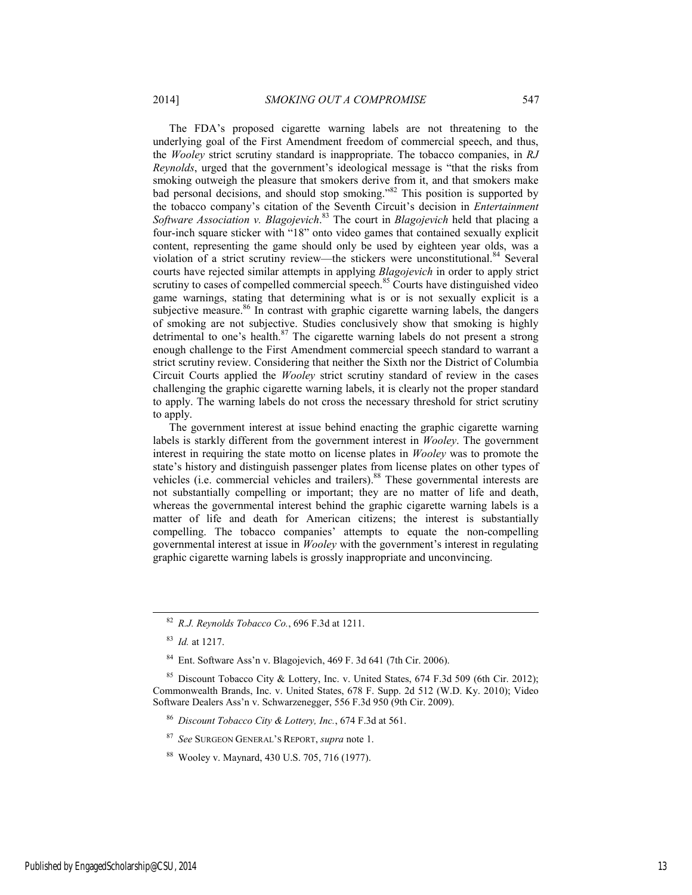The FDA's proposed cigarette warning labels are not threatening to the underlying goal of the First Amendment freedom of commercial speech, and thus, the *Wooley* strict scrutiny standard is inappropriate. The tobacco companies, in *RJ Reynolds*, urged that the government's ideological message is "that the risks from smoking outweigh the pleasure that smokers derive from it, and that smokers make bad personal decisions, and should stop smoking."[82] This position is supported by the tobacco company's citation of the Seventh Circuit's decision in *Entertainment Software Association v. Blagojevich*.[83] The court in *Blagojevich* held that placing a four-inch square sticker with "18" onto video games that contained sexually explicit content, representing the game should only be used by eighteen year olds, was a violation of a strict scrutiny review—the stickers were unconstitutional.[84] Several courts have rejected similar attempts in applying *Blagojevich* in order to apply strict scrutiny to cases of compelled commercial speech.[85] Courts have distinguished video game warnings, stating that determining what is or is not sexually explicit is a subjective measure.[86] In contrast with graphic cigarette warning labels, the dangers of smoking are not subjective. Studies conclusively show that smoking is highly detrimental to one's health.[87] The cigarette warning labels do not present a strong enough challenge to the First Amendment commercial speech standard to warrant a strict scrutiny review. Considering that neither the Sixth nor the District of Columbia Circuit Courts applied the *Wooley* strict scrutiny standard of review in the cases challenging the graphic cigarette warning labels, it is clearly not the proper standard to apply. The warning labels do not cross the necessary threshold for strict scrutiny to apply.

The government interest at issue behind enacting the graphic cigarette warning labels is starkly different from the government interest in *Wooley*. The government interest in requiring the state motto on license plates in *Wooley* was to promote the state's history and distinguish passenger plates from license plates on other types of vehicles (i.e. commercial vehicles and trailers).[88] These governmental interests are not substantially compelling or important; they are no matter of life and death, whereas the governmental interest behind the graphic cigarette warning labels is a matter of life and death for American citizens; the interest is substantially compelling. The tobacco companies' attempts to equate the non-compelling governmental interest at issue in *Wooley* with the government's interest in regulating graphic cigarette warning labels is grossly inappropriate and unconvincing.

---

[82] *R.J. Reynolds Tobacco Co.*, 696 F.3d at 1211.

[83] *Id.* at 1217.

[84] Ent. Software Ass'n v. Blagojevich, 469 F. 3d 641 (7th Cir. 2006).

[85] Discount Tobacco City & Lottery, Inc. v. United States, 674 F.3d 509 (6th Cir. 2012); Commonwealth Brands, Inc. v. United States, 678 F. Supp. 2d 512 (W.D. Ky. 2010); Video Software Dealers Ass'n v. Schwarzenegger, 556 F.3d 950 (9th Cir. 2009).

[86] *Discount Tobacco City & Lottery, Inc.*, 674 F.3d at 561.

[87] *See* SURGEON GENERAL'S REPORT, *supra* note 1.

[88] Wooley v. Maynard, 430 U.S. 705, 716 (1977).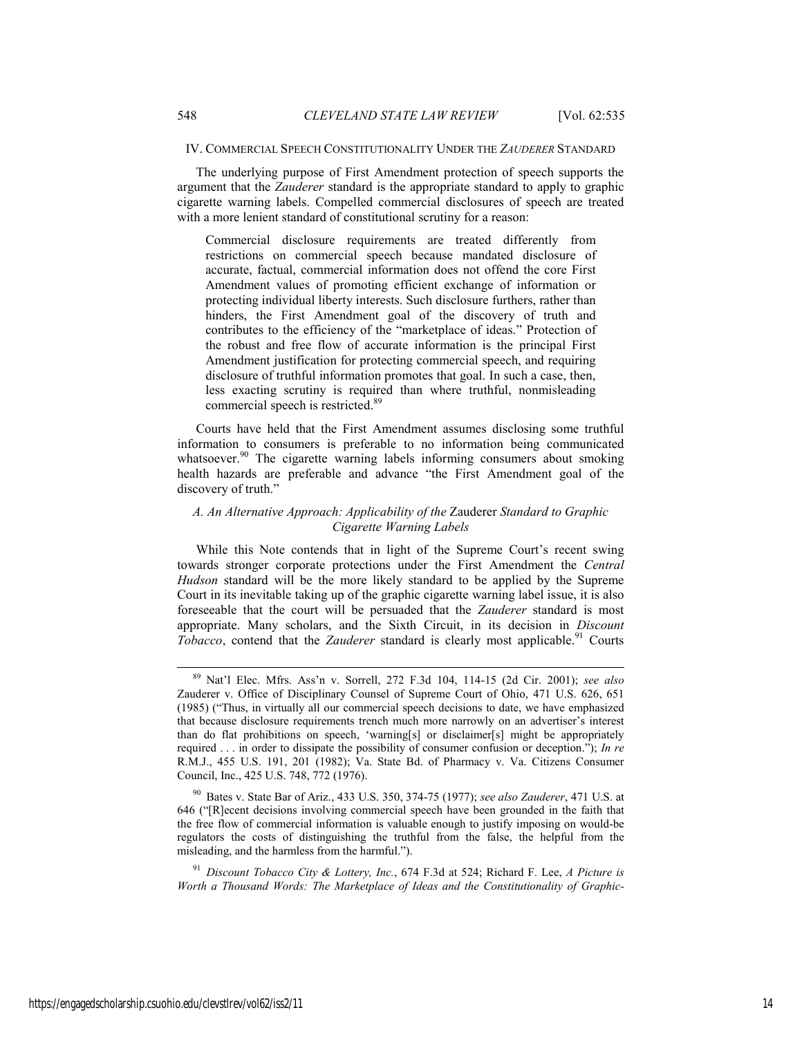## IV. COMMERCIAL SPEECH CONSTITUTIONALITY UNDER THE *ZAUDERER* STANDARD

The underlying purpose of First Amendment protection of speech supports the argument that the *Zauderer* standard is the appropriate standard to apply to graphic cigarette warning labels. Compelled commercial disclosures of speech are treated with a more lenient standard of constitutional scrutiny for a reason:

> Commercial disclosure requirements are treated differently from restrictions on commercial speech because mandated disclosure of accurate, factual, commercial information does not offend the core First Amendment values of promoting efficient exchange of information or protecting individual liberty interests. Such disclosure furthers, rather than hinders, the First Amendment goal of the discovery of truth and contributes to the efficiency of the "marketplace of ideas." Protection of the robust and free flow of accurate information is the principal First Amendment justification for protecting commercial speech, and requiring disclosure of truthful information promotes that goal. In such a case, then, less exacting scrutiny is required than where truthful, nonmisleading commercial speech is restricted.[89]

Courts have held that the First Amendment assumes disclosing some truthful information to consumers is preferable to no information being communicated whatsoever.[90] The cigarette warning labels informing consumers about smoking health hazards are preferable and advance "the First Amendment goal of the discovery of truth."

### *A. An Alternative Approach: Applicability of the* Zauderer *Standard to Graphic Cigarette Warning Labels*

While this Note contends that in light of the Supreme Court's recent swing towards stronger corporate protections under the First Amendment the *Central Hudson* standard will be the more likely standard to be applied by the Supreme Court in its inevitable taking up of the graphic cigarette warning label issue, it is also foreseeable that the court will be persuaded that the *Zauderer* standard is most appropriate. Many scholars, and the Sixth Circuit, in its decision in *Discount Tobacco*, contend that the *Zauderer* standard is clearly most applicable.[91] Courts

---

[89] Nat'l Elec. Mfrs. Ass'n v. Sorrell, 272 F.3d 104, 114-15 (2d Cir. 2001); *see also* Zauderer v. Office of Disciplinary Counsel of Supreme Court of Ohio, 471 U.S. 626, 651 (1985) ("Thus, in virtually all our commercial speech decisions to date, we have emphasized that because disclosure requirements trench much more narrowly on an advertiser's interest than do flat prohibitions on speech, 'warning[s] or disclaimer[s] might be appropriately required . . . in order to dissipate the possibility of consumer confusion or deception."); *In re* R.M.J., 455 U.S. 191, 201 (1982); Va. State Bd. of Pharmacy v. Va. Citizens Consumer Council, Inc., 425 U.S. 748, 772 (1976).

[90] Bates v. State Bar of Ariz., 433 U.S. 350, 374-75 (1977); *see also Zauderer*, 471 U.S. at 646 ("[R]ecent decisions involving commercial speech have been grounded in the faith that the free flow of commercial information is valuable enough to justify imposing on would-be regulators the costs of distinguishing the truthful from the false, the helpful from the misleading, and the harmless from the harmful.").

[91] *Discount Tobacco City & Lottery, Inc.*, 674 F.3d at 524; Richard F. Lee, *A Picture is Worth a Thousand Words: The Marketplace of Ideas and the Constitutionality of Graphic-*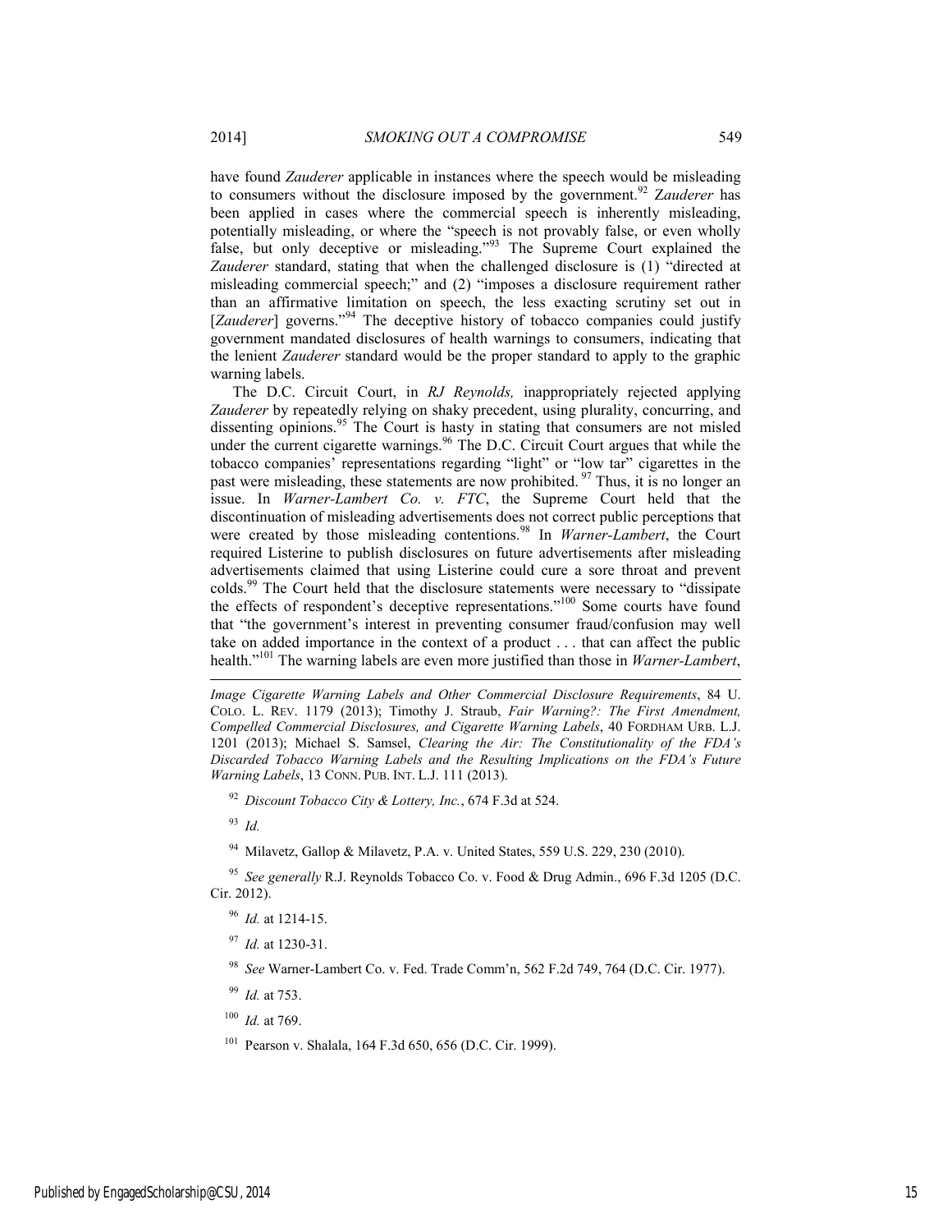have found *Zauderer* applicable in instances where the speech would be misleading to consumers without the disclosure imposed by the government.[92] *Zauderer* has been applied in cases where the commercial speech is inherently misleading, potentially misleading, or where the "speech is not provably false, or even wholly false, but only deceptive or misleading."[93] The Supreme Court explained the *Zauderer* standard, stating that when the challenged disclosure is (1) "directed at misleading commercial speech;" and (2) "imposes a disclosure requirement rather than an affirmative limitation on speech, the less exacting scrutiny set out in [*Zauderer*] governs."[94] The deceptive history of tobacco companies could justify government mandated disclosures of health warnings to consumers, indicating that the lenient *Zauderer* standard would be the proper standard to apply to the graphic warning labels.

The D.C. Circuit Court, in *RJ Reynolds,* inappropriately rejected applying *Zauderer* by repeatedly relying on shaky precedent, using plurality, concurring, and dissenting opinions.[95] The Court is hasty in stating that consumers are not misled under the current cigarette warnings.[96] The D.C. Circuit Court argues that while the tobacco companies' representations regarding "light" or "low tar" cigarettes in the past were misleading, these statements are now prohibited. [97] Thus, it is no longer an issue. In *Warner-Lambert Co. v. FTC*, the Supreme Court held that the discontinuation of misleading advertisements does not correct public perceptions that were created by those misleading contentions.[98] In *Warner-Lambert*, the Court required Listerine to publish disclosures on future advertisements after misleading advertisements claimed that using Listerine could cure a sore throat and prevent colds.[99] The Court held that the disclosure statements were necessary to "dissipate the effects of respondent's deceptive representations."[100] Some courts have found that "the government's interest in preventing consumer fraud/confusion may well take on added importance in the context of a product . . . that can affect the public health."[101] The warning labels are even more justified than those in *Warner-Lambert*,

---

*Image Cigarette Warning Labels and Other Commercial Disclosure Requirements*, 84 U. COLO. L. REV. 1179 (2013); Timothy J. Straub, *Fair Warning?: The First Amendment, Compelled Commercial Disclosures, and Cigarette Warning Labels*, 40 FORDHAM URB. L.J. 1201 (2013); Michael S. Samsel, *Clearing the Air: The Constitutionality of the FDA's Discarded Tobacco Warning Labels and the Resulting Implications on the FDA's Future Warning Labels*, 13 CONN. PUB. INT. L.J. 111 (2013).

[92] *Discount Tobacco City & Lottery, Inc.*, 674 F.3d at 524.

[93] *Id.*

[94] Milavetz, Gallop & Milavetz, P.A. v. United States, 559 U.S. 229, 230 (2010).

[95] *See generally* R.J. Reynolds Tobacco Co. v. Food & Drug Admin., 696 F.3d 1205 (D.C. Cir. 2012).

[96] *Id.* at 1214-15.

[97] *Id.* at 1230-31.

[98] *See* Warner-Lambert Co. v. Fed. Trade Comm'n, 562 F.2d 749, 764 (D.C. Cir. 1977).

[99] *Id.* at 753.

[100] *Id.* at 769.

[101] Pearson v. Shalala, 164 F.3d 650, 656 (D.C. Cir. 1999).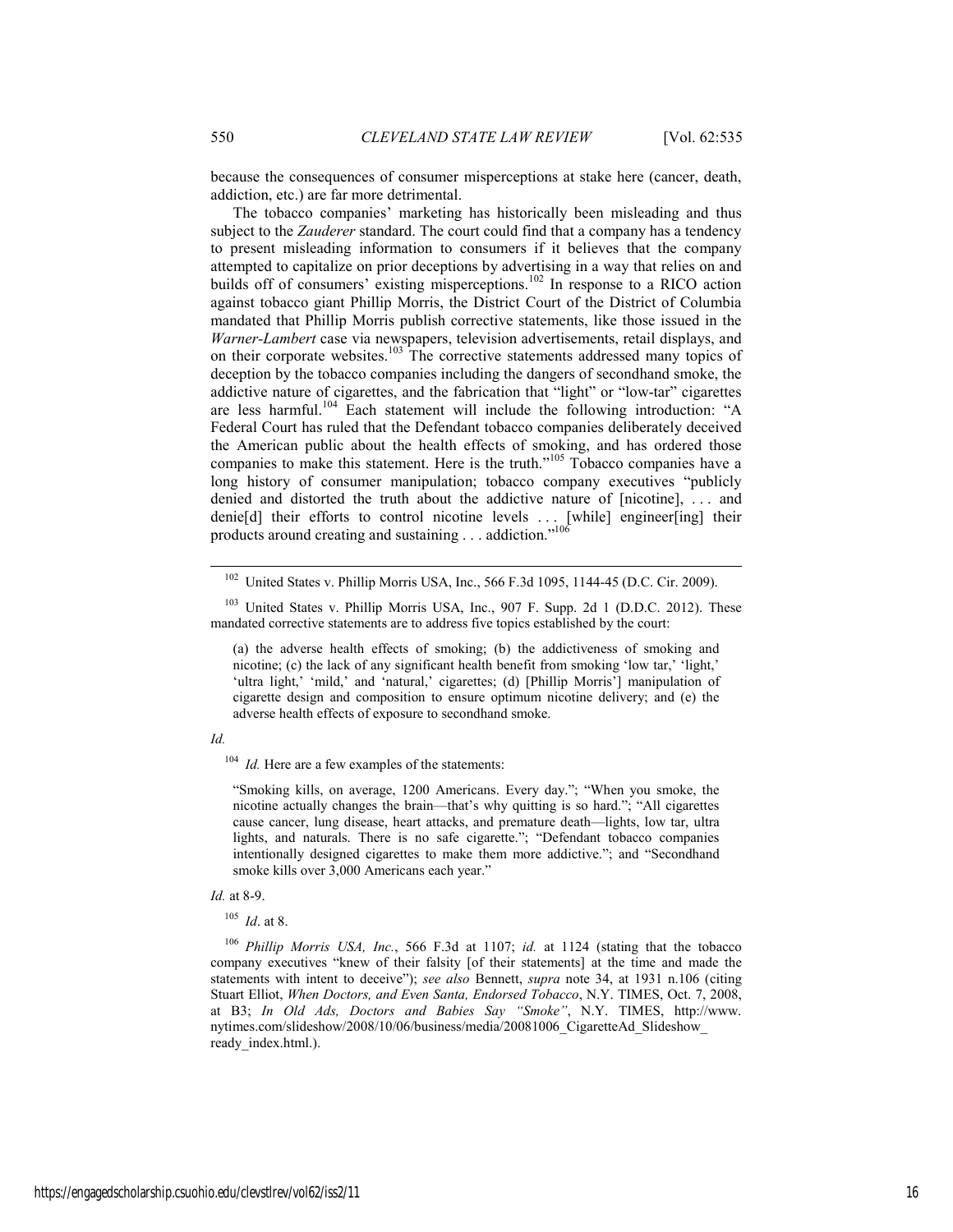because the consequences of consumer misperceptions at stake here (cancer, death, addiction, etc.) are far more detrimental.

The tobacco companies' marketing has historically been misleading and thus subject to the *Zauderer* standard. The court could find that a company has a tendency to present misleading information to consumers if it believes that the company attempted to capitalize on prior deceptions by advertising in a way that relies on and builds off of consumers' existing misperceptions.[102] In response to a RICO action against tobacco giant Phillip Morris, the District Court of the District of Columbia mandated that Phillip Morris publish corrective statements, like those issued in the *Warner-Lambert* case via newspapers, television advertisements, retail displays, and on their corporate websites.[103] The corrective statements addressed many topics of deception by the tobacco companies including the dangers of secondhand smoke, the addictive nature of cigarettes, and the fabrication that "light" or "low-tar" cigarettes are less harmful.[104] Each statement will include the following introduction: "A Federal Court has ruled that the Defendant tobacco companies deliberately deceived the American public about the health effects of smoking, and has ordered those companies to make this statement. Here is the truth."[105] Tobacco companies have a long history of consumer manipulation; tobacco company executives "publicly denied and distorted the truth about the addictive nature of [nicotine], . . . and denie[d] their efforts to control nicotine levels . . . [while] engineer[ing] their products around creating and sustaining . . . addiction."[106]

---

[102] United States v. Phillip Morris USA, Inc., 566 F.3d 1095, 1144-45 (D.C. Cir. 2009).

[103] United States v. Phillip Morris USA, Inc., 907 F. Supp. 2d 1 (D.D.C. 2012). These mandated corrective statements are to address five topics established by the court:

> (a) the adverse health effects of smoking; (b) the addictiveness of smoking and nicotine; (c) the lack of any significant health benefit from smoking 'low tar,' 'light,' 'ultra light,' 'mild,' and 'natural,' cigarettes; (d) [Phillip Morris'] manipulation of cigarette design and composition to ensure optimum nicotine delivery; and (e) the adverse health effects of exposure to secondhand smoke.

*Id.*

[104] *Id.* Here are a few examples of the statements:

> "Smoking kills, on average, 1200 Americans. Every day."; "When you smoke, the nicotine actually changes the brain—that's why quitting is so hard."; "All cigarettes cause cancer, lung disease, heart attacks, and premature death—lights, low tar, ultra lights, and naturals. There is no safe cigarette."; "Defendant tobacco companies intentionally designed cigarettes to make them more addictive."; and "Secondhand smoke kills over 3,000 Americans each year."

*Id.* at 8-9.

[105] *Id*. at 8.

[106] *Phillip Morris USA, Inc.*, 566 F.3d at 1107; *id.* at 1124 (stating that the tobacco company executives "knew of their falsity [of their statements] at the time and made the statements with intent to deceive"); *see also* Bennett, *supra* note 34, at 1931 n.106 (citing Stuart Elliot, *When Doctors, and Even Santa, Endorsed Tobacco*, N.Y. TIMES, Oct. 7, 2008, at B3; *In Old Ads, Doctors and Babies Say "Smoke"*, N.Y. TIMES, http://www.nytimes.com/slideshow/2008/10/06/business/media/20081006_CigaretteAd_Slideshow_ready_index.html.).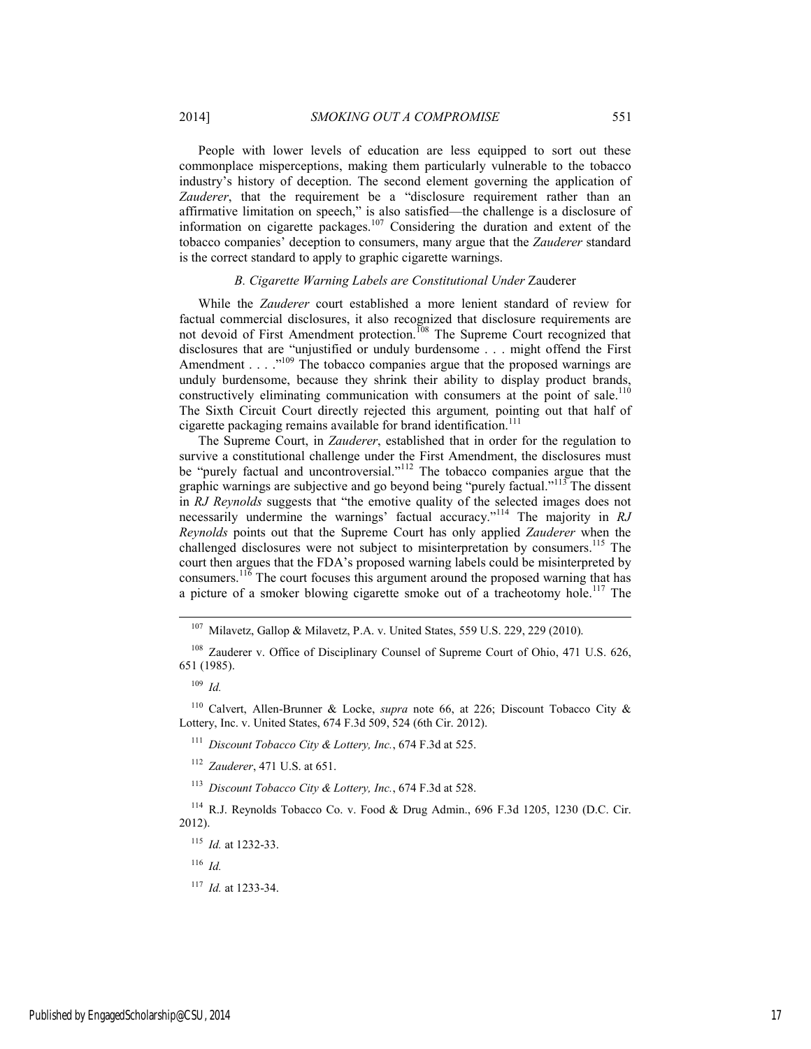People with lower levels of education are less equipped to sort out these commonplace misperceptions, making them particularly vulnerable to the tobacco industry's history of deception. The second element governing the application of *Zauderer*, that the requirement be a "disclosure requirement rather than an affirmative limitation on speech," is also satisfied—the challenge is a disclosure of information on cigarette packages.[107] Considering the duration and extent of the tobacco companies' deception to consumers, many argue that the *Zauderer* standard is the correct standard to apply to graphic cigarette warnings.

### *B. Cigarette Warning Labels are Constitutional Under* Zauderer

While the *Zauderer* court established a more lenient standard of review for factual commercial disclosures, it also recognized that disclosure requirements are not devoid of First Amendment protection.[108] The Supreme Court recognized that disclosures that are "unjustified or unduly burdensome . . . might offend the First Amendment . . . ."[109] The tobacco companies argue that the proposed warnings are unduly burdensome, because they shrink their ability to display product brands, constructively eliminating communication with consumers at the point of sale.[110] The Sixth Circuit Court directly rejected this argument*,* pointing out that half of cigarette packaging remains available for brand identification.[111]

The Supreme Court, in *Zauderer*, established that in order for the regulation to survive a constitutional challenge under the First Amendment, the disclosures must be "purely factual and uncontroversial."[112] The tobacco companies argue that the graphic warnings are subjective and go beyond being "purely factual."[113] The dissent in *RJ Reynolds* suggests that "the emotive quality of the selected images does not necessarily undermine the warnings' factual accuracy."[114] The majority in *RJ Reynolds* points out that the Supreme Court has only applied *Zauderer* when the challenged disclosures were not subject to misinterpretation by consumers.[115] The court then argues that the FDA's proposed warning labels could be misinterpreted by consumers.[116] The court focuses this argument around the proposed warning that has a picture of a smoker blowing cigarette smoke out of a tracheotomy hole.[117] The

---

[107] Milavetz, Gallop & Milavetz, P.A. v. United States, 559 U.S. 229, 229 (2010).

[108] Zauderer v. Office of Disciplinary Counsel of Supreme Court of Ohio, 471 U.S. 626, 651 (1985).

[109] *Id.*

[110] Calvert, Allen-Brunner & Locke, *supra* note 66, at 226; Discount Tobacco City & Lottery, Inc. v. United States, 674 F.3d 509, 524 (6th Cir. 2012).

[111] *Discount Tobacco City & Lottery, Inc.*, 674 F.3d at 525.

[112] *Zauderer*, 471 U.S. at 651.

[113] *Discount Tobacco City & Lottery, Inc.*, 674 F.3d at 528.

[114] R.J. Reynolds Tobacco Co. v. Food & Drug Admin., 696 F.3d 1205, 1230 (D.C. Cir. 2012).

[115] *Id.* at 1232-33.

[116] *Id.*

[117] *Id.* at 1233-34.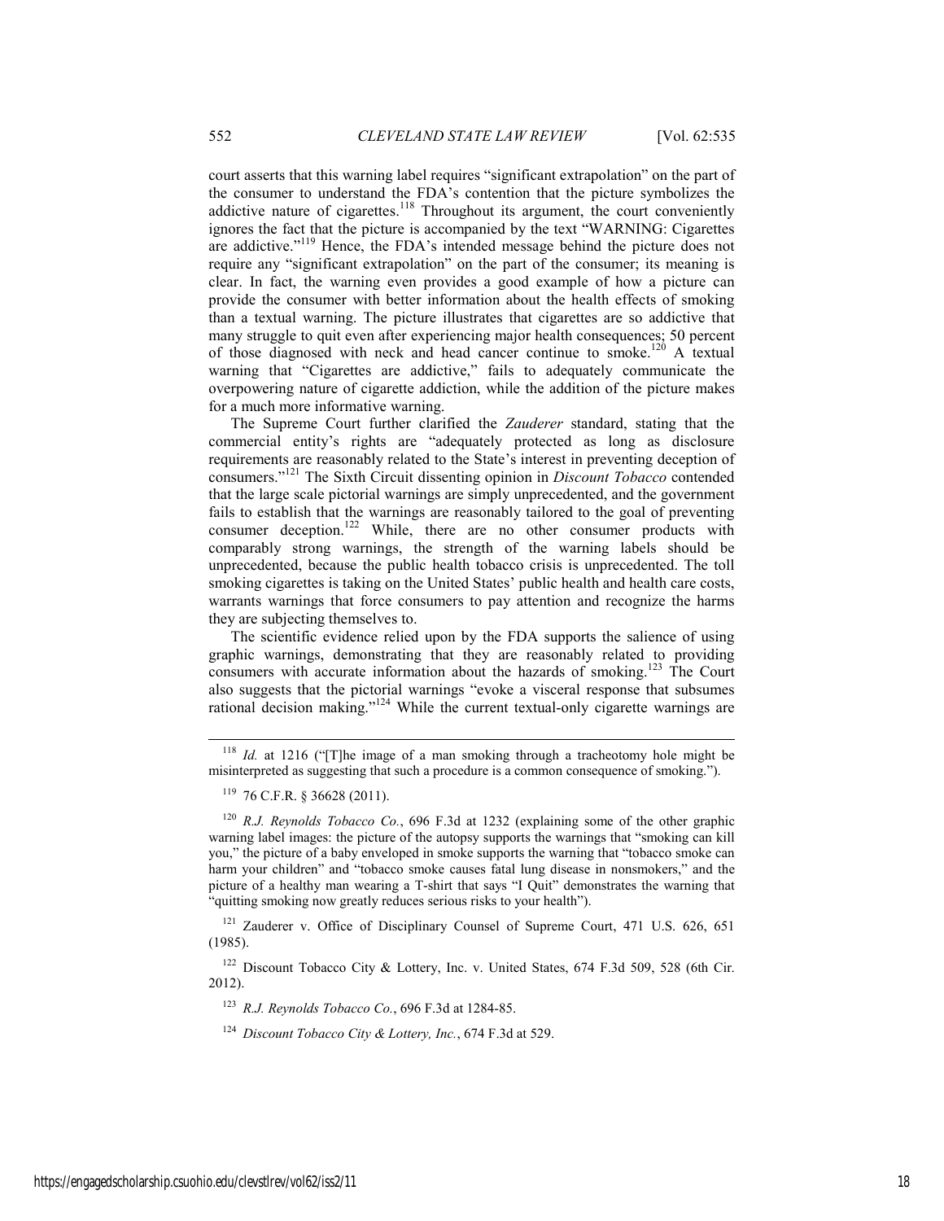court asserts that this warning label requires "significant extrapolation" on the part of the consumer to understand the FDA's contention that the picture symbolizes the addictive nature of cigarettes.[118] Throughout its argument, the court conveniently ignores the fact that the picture is accompanied by the text "WARNING: Cigarettes are addictive."[119] Hence, the FDA's intended message behind the picture does not require any "significant extrapolation" on the part of the consumer; its meaning is clear. In fact, the warning even provides a good example of how a picture can provide the consumer with better information about the health effects of smoking than a textual warning. The picture illustrates that cigarettes are so addictive that many struggle to quit even after experiencing major health consequences; 50 percent of those diagnosed with neck and head cancer continue to smoke.[120] A textual warning that "Cigarettes are addictive," fails to adequately communicate the overpowering nature of cigarette addiction, while the addition of the picture makes for a much more informative warning.

The Supreme Court further clarified the *Zauderer* standard, stating that the commercial entity's rights are "adequately protected as long as disclosure requirements are reasonably related to the State's interest in preventing deception of consumers."[121] The Sixth Circuit dissenting opinion in *Discount Tobacco* contended that the large scale pictorial warnings are simply unprecedented, and the government fails to establish that the warnings are reasonably tailored to the goal of preventing consumer deception.[122] While, there are no other consumer products with comparably strong warnings, the strength of the warning labels should be unprecedented, because the public health tobacco crisis is unprecedented. The toll smoking cigarettes is taking on the United States' public health and health care costs, warrants warnings that force consumers to pay attention and recognize the harms they are subjecting themselves to.

The scientific evidence relied upon by the FDA supports the salience of using graphic warnings, demonstrating that they are reasonably related to providing consumers with accurate information about the hazards of smoking.[123] The Court also suggests that the pictorial warnings "evoke a visceral response that subsumes rational decision making."[124] While the current textual-only cigarette warnings are

---

[118] *Id.* at 1216 ("[T]he image of a man smoking through a tracheotomy hole might be misinterpreted as suggesting that such a procedure is a common consequence of smoking.").

[119] 76 C.F.R. § 36628 (2011).

[120] *R.J. Reynolds Tobacco Co.*, 696 F.3d at 1232 (explaining some of the other graphic warning label images: the picture of the autopsy supports the warnings that "smoking can kill you," the picture of a baby enveloped in smoke supports the warning that "tobacco smoke can harm your children" and "tobacco smoke causes fatal lung disease in nonsmokers," and the picture of a healthy man wearing a T-shirt that says "I Quit" demonstrates the warning that "quitting smoking now greatly reduces serious risks to your health").

[121] Zauderer v. Office of Disciplinary Counsel of Supreme Court, 471 U.S. 626, 651 (1985).

[122] Discount Tobacco City & Lottery, Inc. v. United States, 674 F.3d 509, 528 (6th Cir. 2012).

[123] *R.J. Reynolds Tobacco Co.*, 696 F.3d at 1284-85.

[124] *Discount Tobacco City & Lottery, Inc.*, 674 F.3d at 529.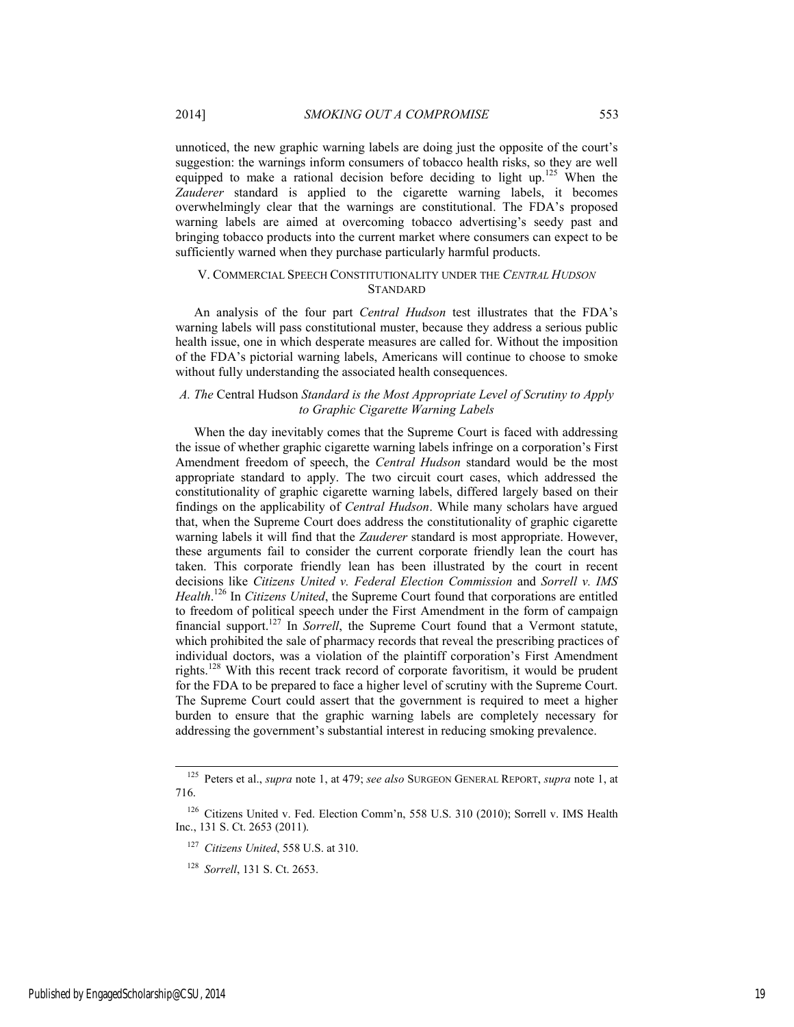unnoticed, the new graphic warning labels are doing just the opposite of the court's suggestion: the warnings inform consumers of tobacco health risks, so they are well equipped to make a rational decision before deciding to light up.[125] When the *Zauderer* standard is applied to the cigarette warning labels, it becomes overwhelmingly clear that the warnings are constitutional. The FDA's proposed warning labels are aimed at overcoming tobacco advertising's seedy past and bringing tobacco products into the current market where consumers can expect to be sufficiently warned when they purchase particularly harmful products.

## V. COMMERCIAL SPEECH CONSTITUTIONALITY UNDER THE *CENTRAL HUDSON* STANDARD

An analysis of the four part *Central Hudson* test illustrates that the FDA's warning labels will pass constitutional muster, because they address a serious public health issue, one in which desperate measures are called for. Without the imposition of the FDA's pictorial warning labels, Americans will continue to choose to smoke without fully understanding the associated health consequences.

### *A. The* Central Hudson *Standard is the Most Appropriate Level of Scrutiny to Apply to Graphic Cigarette Warning Labels*

When the day inevitably comes that the Supreme Court is faced with addressing the issue of whether graphic cigarette warning labels infringe on a corporation's First Amendment freedom of speech, the *Central Hudson* standard would be the most appropriate standard to apply. The two circuit court cases, which addressed the constitutionality of graphic cigarette warning labels, differed largely based on their findings on the applicability of *Central Hudson*. While many scholars have argued that, when the Supreme Court does address the constitutionality of graphic cigarette warning labels it will find that the *Zauderer* standard is most appropriate. However, these arguments fail to consider the current corporate friendly lean the court has taken. This corporate friendly lean has been illustrated by the court in recent decisions like *Citizens United v. Federal Election Commission* and *Sorrell v. IMS Health*.[126] In *Citizens United*, the Supreme Court found that corporations are entitled to freedom of political speech under the First Amendment in the form of campaign financial support.[127] In *Sorrell*, the Supreme Court found that a Vermont statute, which prohibited the sale of pharmacy records that reveal the prescribing practices of individual doctors, was a violation of the plaintiff corporation's First Amendment rights.[128] With this recent track record of corporate favoritism, it would be prudent for the FDA to be prepared to face a higher level of scrutiny with the Supreme Court. The Supreme Court could assert that the government is required to meet a higher burden to ensure that the graphic warning labels are completely necessary for addressing the government's substantial interest in reducing smoking prevalence.

---

[125] Peters et al., *supra* note 1, at 479; *see also* SURGEON GENERAL REPORT, *supra* note 1, at 716.

[126] Citizens United v. Fed. Election Comm'n, 558 U.S. 310 (2010); Sorrell v. IMS Health Inc., 131 S. Ct. 2653 (2011).

[127] *Citizens United*, 558 U.S. at 310.

[128] *Sorrell*, 131 S. Ct. 2653.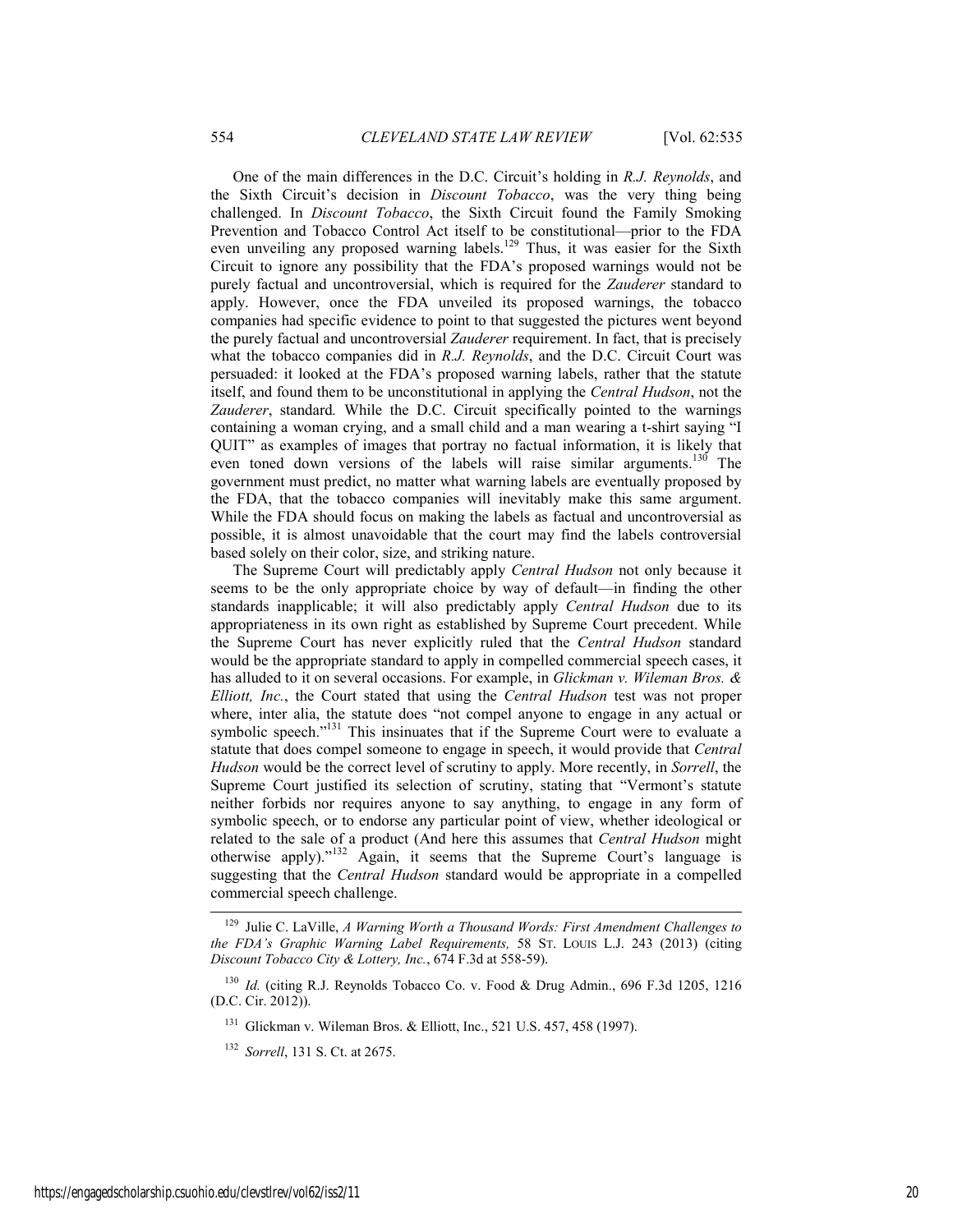One of the main differences in the D.C. Circuit's holding in *R.J. Reynolds*, and the Sixth Circuit's decision in *Discount Tobacco*, was the very thing being challenged. In *Discount Tobacco*, the Sixth Circuit found the Family Smoking Prevention and Tobacco Control Act itself to be constitutional—prior to the FDA even unveiling any proposed warning labels.[129] Thus, it was easier for the Sixth Circuit to ignore any possibility that the FDA's proposed warnings would not be purely factual and uncontroversial, which is required for the *Zauderer* standard to apply. However, once the FDA unveiled its proposed warnings, the tobacco companies had specific evidence to point to that suggested the pictures went beyond the purely factual and uncontroversial *Zauderer* requirement. In fact, that is precisely what the tobacco companies did in *R.J. Reynolds*, and the D.C. Circuit Court was persuaded: it looked at the FDA's proposed warning labels, rather that the statute itself, and found them to be unconstitutional in applying the *Central Hudson*, not the *Zauderer*, standard*.* While the D.C. Circuit specifically pointed to the warnings containing a woman crying, and a small child and a man wearing a t-shirt saying "I QUIT" as examples of images that portray no factual information, it is likely that even toned down versions of the labels will raise similar arguments.[130] The government must predict, no matter what warning labels are eventually proposed by the FDA, that the tobacco companies will inevitably make this same argument. While the FDA should focus on making the labels as factual and uncontroversial as possible, it is almost unavoidable that the court may find the labels controversial based solely on their color, size, and striking nature.

The Supreme Court will predictably apply *Central Hudson* not only because it seems to be the only appropriate choice by way of default—in finding the other standards inapplicable; it will also predictably apply *Central Hudson* due to its appropriateness in its own right as established by Supreme Court precedent. While the Supreme Court has never explicitly ruled that the *Central Hudson* standard would be the appropriate standard to apply in compelled commercial speech cases, it has alluded to it on several occasions. For example, in *Glickman v. Wileman Bros. & Elliott, Inc.*, the Court stated that using the *Central Hudson* test was not proper where, inter alia, the statute does "not compel anyone to engage in any actual or symbolic speech."[131] This insinuates that if the Supreme Court were to evaluate a statute that does compel someone to engage in speech, it would provide that *Central Hudson* would be the correct level of scrutiny to apply. More recently, in *Sorrell*, the Supreme Court justified its selection of scrutiny, stating that "Vermont's statute neither forbids nor requires anyone to say anything, to engage in any form of symbolic speech, or to endorse any particular point of view, whether ideological or related to the sale of a product (And here this assumes that *Central Hudson* might otherwise apply)."[132] Again, it seems that the Supreme Court's language is suggesting that the *Central Hudson* standard would be appropriate in a compelled commercial speech challenge.

---

[129] Julie C. LaVille, *A Warning Worth a Thousand Words: First Amendment Challenges to the FDA's Graphic Warning Label Requirements,* 58 ST. LOUIS L.J. 243 (2013) (citing *Discount Tobacco City & Lottery, Inc.*, 674 F.3d at 558-59).

[130] *Id.* (citing R.J. Reynolds Tobacco Co. v. Food & Drug Admin., 696 F.3d 1205, 1216 (D.C. Cir. 2012)).

[131] Glickman v. Wileman Bros. & Elliott, Inc., 521 U.S. 457, 458 (1997).

[132] *Sorrell*, 131 S. Ct. at 2675.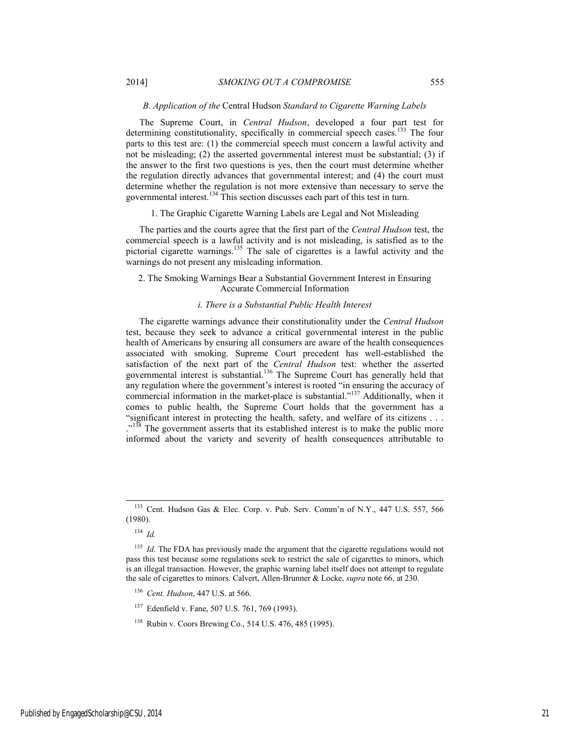### *B. Application of the* Central Hudson *Standard to Cigarette Warning Labels*

The Supreme Court, in *Central Hudson*, developed a four part test for determining constitutionality, specifically in commercial speech cases.[133] The four parts to this test are: (1) the commercial speech must concern a lawful activity and not be misleading; (2) the asserted governmental interest must be substantial; (3) if the answer to the first two questions is yes, then the court must determine whether the regulation directly advances that governmental interest; and (4) the court must determine whether the regulation is not more extensive than necessary to serve the governmental interest.[134] This section discusses each part of this test in turn.

#### 1. The Graphic Cigarette Warning Labels are Legal and Not Misleading

The parties and the courts agree that the first part of the *Central Hudson* test, the commercial speech is a lawful activity and is not misleading, is satisfied as to the pictorial cigarette warnings.[135] The sale of cigarettes is a lawful activity and the warnings do not present any misleading information.

#### 2. The Smoking Warnings Bear a Substantial Government Interest in Ensuring Accurate Commercial Information

##### *i. There is a Substantial Public Health Interest*

The cigarette warnings advance their constitutionality under the *Central Hudson* test, because they seek to advance a critical governmental interest in the public health of Americans by ensuring all consumers are aware of the health consequences associated with smoking. Supreme Court precedent has well-established the satisfaction of the next part of the *Central Hudson* test: whether the asserted governmental interest is substantial.[136] The Supreme Court has generally held that any regulation where the government's interest is rooted "in ensuring the accuracy of commercial information in the market-place is substantial."[137] Additionally, when it comes to public health, the Supreme Court holds that the government has a "significant interest in protecting the health, safety, and welfare of its citizens . . . ."[138] The government asserts that its established interest is to make the public more informed about the variety and severity of health consequences attributable to

---

[133] Cent. Hudson Gas & Elec. Corp. v. Pub. Serv. Comm'n of N.Y., 447 U.S. 557, 566 (1980).

[134] *Id.*

[135] *Id.* The FDA has previously made the argument that the cigarette regulations would not pass this test because some regulations seek to restrict the sale of cigarettes to minors, which is an illegal transaction. However, the graphic warning label itself does not attempt to regulate the sale of cigarettes to minors. Calvert, Allen-Brunner & Locke, *supra* note 66, at 230.

[136] *Cent. Hudson*, 447 U.S. at 566.

[137] Edenfield v. Fane, 507 U.S. 761, 769 (1993).

[138] Rubin v. Coors Brewing Co., 514 U.S. 476, 485 (1995).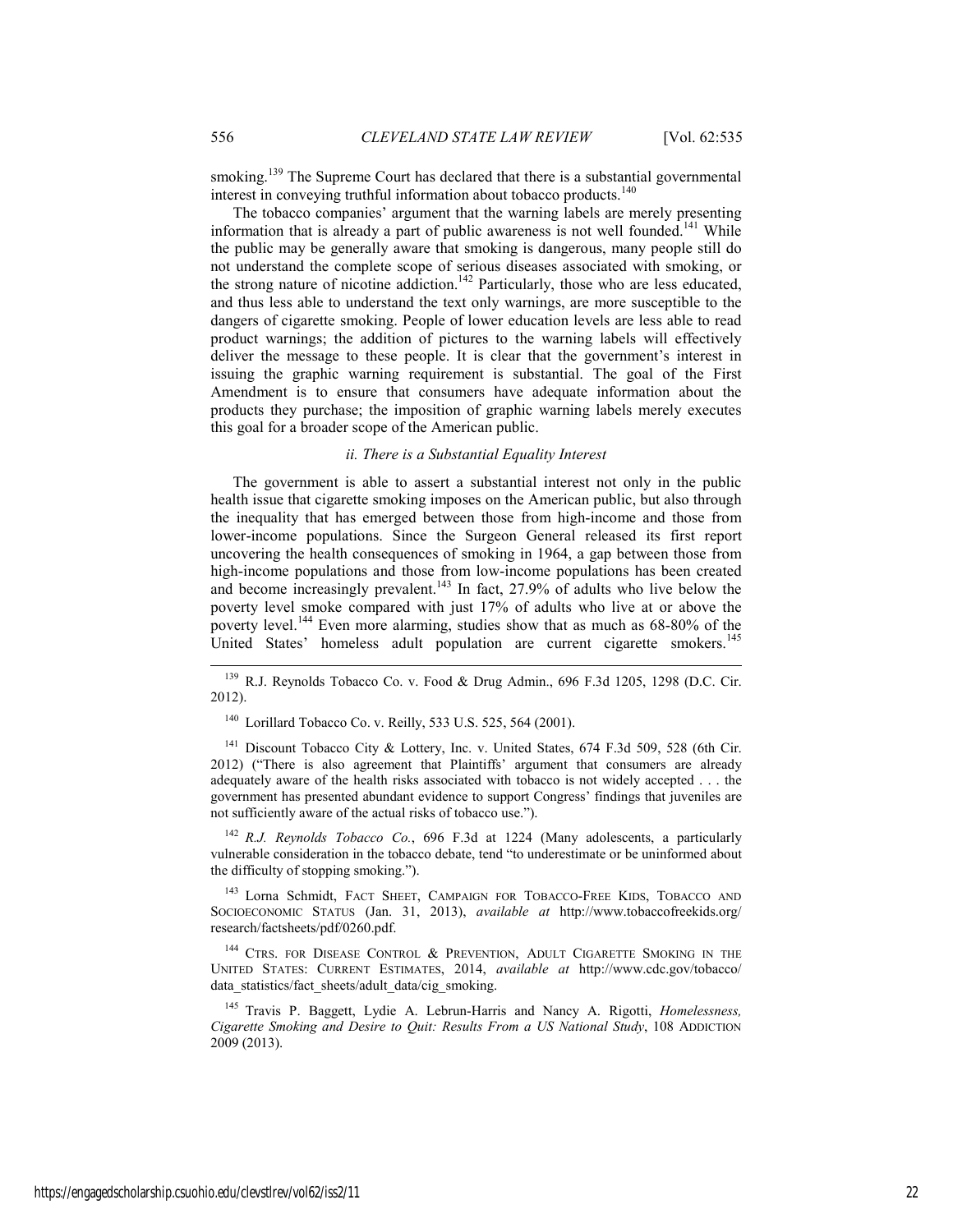smoking.[139] The Supreme Court has declared that there is a substantial governmental interest in conveying truthful information about tobacco products.[140]

The tobacco companies' argument that the warning labels are merely presenting information that is already a part of public awareness is not well founded.[141] While the public may be generally aware that smoking is dangerous, many people still do not understand the complete scope of serious diseases associated with smoking, or the strong nature of nicotine addiction.[142] Particularly, those who are less educated, and thus less able to understand the text only warnings, are more susceptible to the dangers of cigarette smoking. People of lower education levels are less able to read product warnings; the addition of pictures to the warning labels will effectively deliver the message to these people. It is clear that the government's interest in issuing the graphic warning requirement is substantial. The goal of the First Amendment is to ensure that consumers have adequate information about the products they purchase; the imposition of graphic warning labels merely executes this goal for a broader scope of the American public.

*ii. There is a Substantial Equality Interest*

The government is able to assert a substantial interest not only in the public health issue that cigarette smoking imposes on the American public, but also through the inequality that has emerged between those from high-income and those from lower-income populations. Since the Surgeon General released its first report uncovering the health consequences of smoking in 1964, a gap between those from high-income populations and those from low-income populations has been created and become increasingly prevalent.[143] In fact, 27.9% of adults who live below the poverty level smoke compared with just 17% of adults who live at or above the poverty level.[144] Even more alarming, studies show that as much as 68-80% of the United States' homeless adult population are current cigarette smokers.[145]

---

[139] R.J. Reynolds Tobacco Co. v. Food & Drug Admin., 696 F.3d 1205, 1298 (D.C. Cir. 2012).

[140] Lorillard Tobacco Co. v. Reilly, 533 U.S. 525, 564 (2001).

[141] Discount Tobacco City & Lottery, Inc. v. United States, 674 F.3d 509, 528 (6th Cir. 2012) ("There is also agreement that Plaintiffs' argument that consumers are already adequately aware of the health risks associated with tobacco is not widely accepted . . . the government has presented abundant evidence to support Congress' findings that juveniles are not sufficiently aware of the actual risks of tobacco use.").

[142] *R.J. Reynolds Tobacco Co.*, 696 F.3d at 1224 (Many adolescents, a particularly vulnerable consideration in the tobacco debate, tend "to underestimate or be uninformed about the difficulty of stopping smoking.").

[143] Lorna Schmidt, FACT SHEET, CAMPAIGN FOR TOBACCO-FREE KIDS, TOBACCO AND SOCIOECONOMIC STATUS (Jan. 31, 2013), *available at* http://www.tobaccofreekids.org/research/factsheets/pdf/0260.pdf.

[144] CTRS. FOR DISEASE CONTROL & PREVENTION, ADULT CIGARETTE SMOKING IN THE UNITED STATES: CURRENT ESTIMATES, 2014, *available at* http://www.cdc.gov/tobacco/data_statistics/fact_sheets/adult_data/cig_smoking.

[145] Travis P. Baggett, Lydie A. Lebrun-Harris and Nancy A. Rigotti, *Homelessness, Cigarette Smoking and Desire to Quit: Results From a US National Study*, 108 ADDICTION 2009 (2013).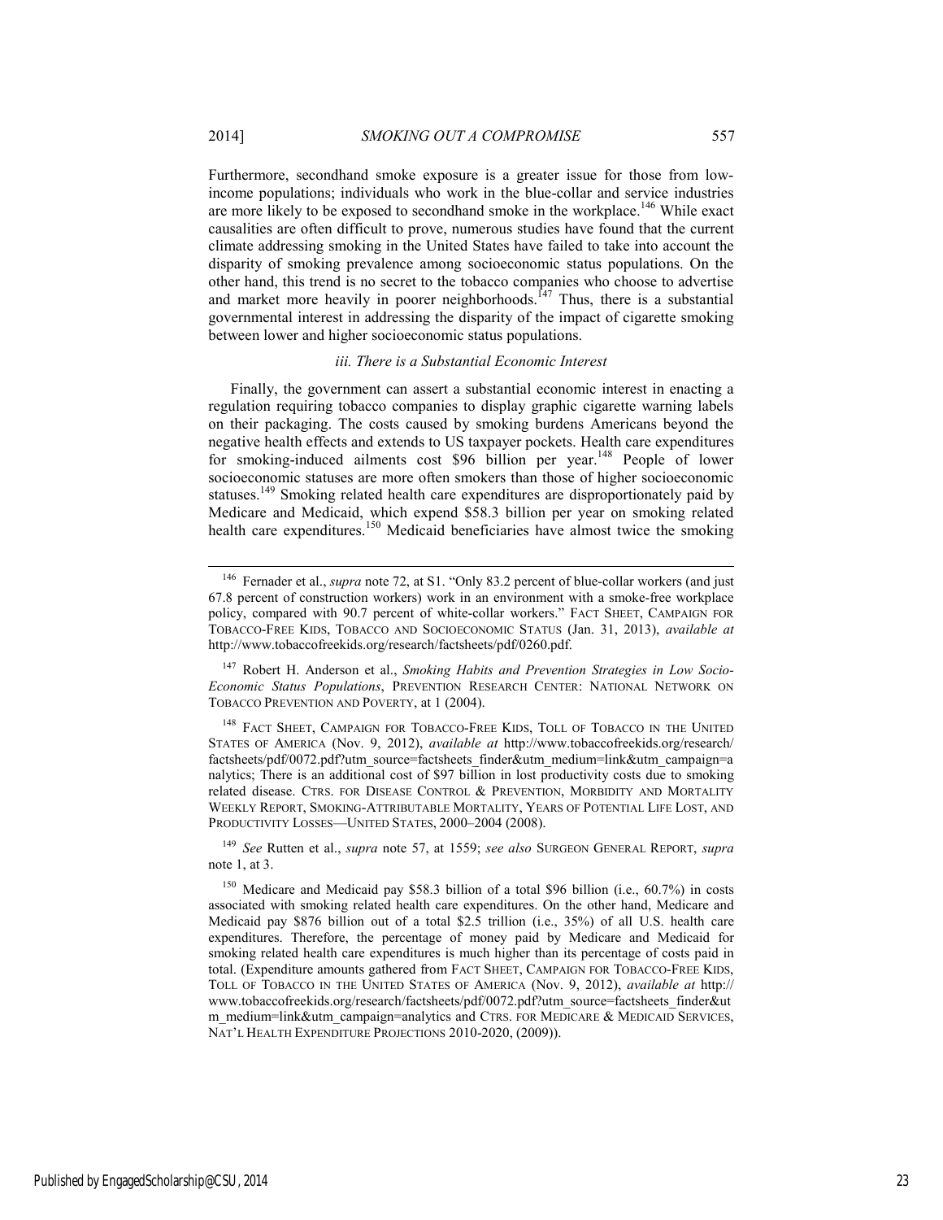Furthermore, secondhand smoke exposure is a greater issue for those from low-income populations; individuals who work in the blue-collar and service industries are more likely to be exposed to secondhand smoke in the workplace.[146] While exact causalities are often difficult to prove, numerous studies have found that the current climate addressing smoking in the United States have failed to take into account the disparity of smoking prevalence among socioeconomic status populations. On the other hand, this trend is no secret to the tobacco companies who choose to advertise and market more heavily in poorer neighborhoods.[147] Thus, there is a substantial governmental interest in addressing the disparity of the impact of cigarette smoking between lower and higher socioeconomic status populations.

#### *iii. There is a Substantial Economic Interest*

Finally, the government can assert a substantial economic interest in enacting a regulation requiring tobacco companies to display graphic cigarette warning labels on their packaging. The costs caused by smoking burdens Americans beyond the negative health effects and extends to US taxpayer pockets. Health care expenditures for smoking-induced ailments cost $96 billion per year.[148] People of lower socioeconomic statuses are more often smokers than those of higher socioeconomic statuses.[149] Smoking related health care expenditures are disproportionately paid by Medicare and Medicaid, which expend $58.3 billion per year on smoking related health care expenditures.[150] Medicaid beneficiaries have almost twice the smoking

---

[146] Fernader et al., *supra* note 72, at S1. "Only 83.2 percent of blue-collar workers (and just 67.8 percent of construction workers) work in an environment with a smoke-free workplace policy, compared with 90.7 percent of white-collar workers." FACT SHEET, CAMPAIGN FOR TOBACCO-FREE KIDS, TOBACCO AND SOCIOECONOMIC STATUS (Jan. 31, 2013), *available at* http://www.tobaccofreekids.org/research/factsheets/pdf/0260.pdf.

[147] Robert H. Anderson et al., *Smoking Habits and Prevention Strategies in Low Socio-Economic Status Populations*, PREVENTION RESEARCH CENTER: NATIONAL NETWORK ON TOBACCO PREVENTION AND POVERTY, at 1 (2004).

[148] FACT SHEET, CAMPAIGN FOR TOBACCO-FREE KIDS, TOLL OF TOBACCO IN THE UNITED STATES OF AMERICA (Nov. 9, 2012), *available at* http://www.tobaccofreekids.org/research/factsheets/pdf/0072.pdf?utm_source=factsheets_finder&utm_medium=link&utm_campaign=analytics; There is an additional cost of $97 billion in lost productivity costs due to smoking related disease. CTRS. FOR DISEASE CONTROL & PREVENTION, MORBIDITY AND MORTALITY WEEKLY REPORT, SMOKING-ATTRIBUTABLE MORTALITY, YEARS OF POTENTIAL LIFE LOST, AND PRODUCTIVITY LOSSES—UNITED STATES, 2000–2004 (2008).

[149] *See* Rutten et al., *supra* note 57, at 1559; *see also* SURGEON GENERAL REPORT, *supra* note 1, at 3.

[150] Medicare and Medicaid pay $58.3 billion of a total $96 billion (i.e., 60.7%) in costs associated with smoking related health care expenditures. On the other hand, Medicare and Medicaid pay $876 billion out of a total $2.5 trillion (i.e., 35%) of all U.S. health care expenditures. Therefore, the percentage of money paid by Medicare and Medicaid for smoking related health care expenditures is much higher than its percentage of costs paid in total. (Expenditure amounts gathered from FACT SHEET, CAMPAIGN FOR TOBACCO-FREE KIDS, TOLL OF TOBACCO IN THE UNITED STATES OF AMERICA (Nov. 9, 2012), *available at* http://www.tobaccofreekids.org/research/factsheets/pdf/0072.pdf?utm_source=factsheets_finder&utm_medium=link&utm_campaign=analytics and CTRS. FOR MEDICARE & MEDICAID SERVICES, NAT'L HEALTH EXPENDITURE PROJECTIONS 2010-2020, (2009)).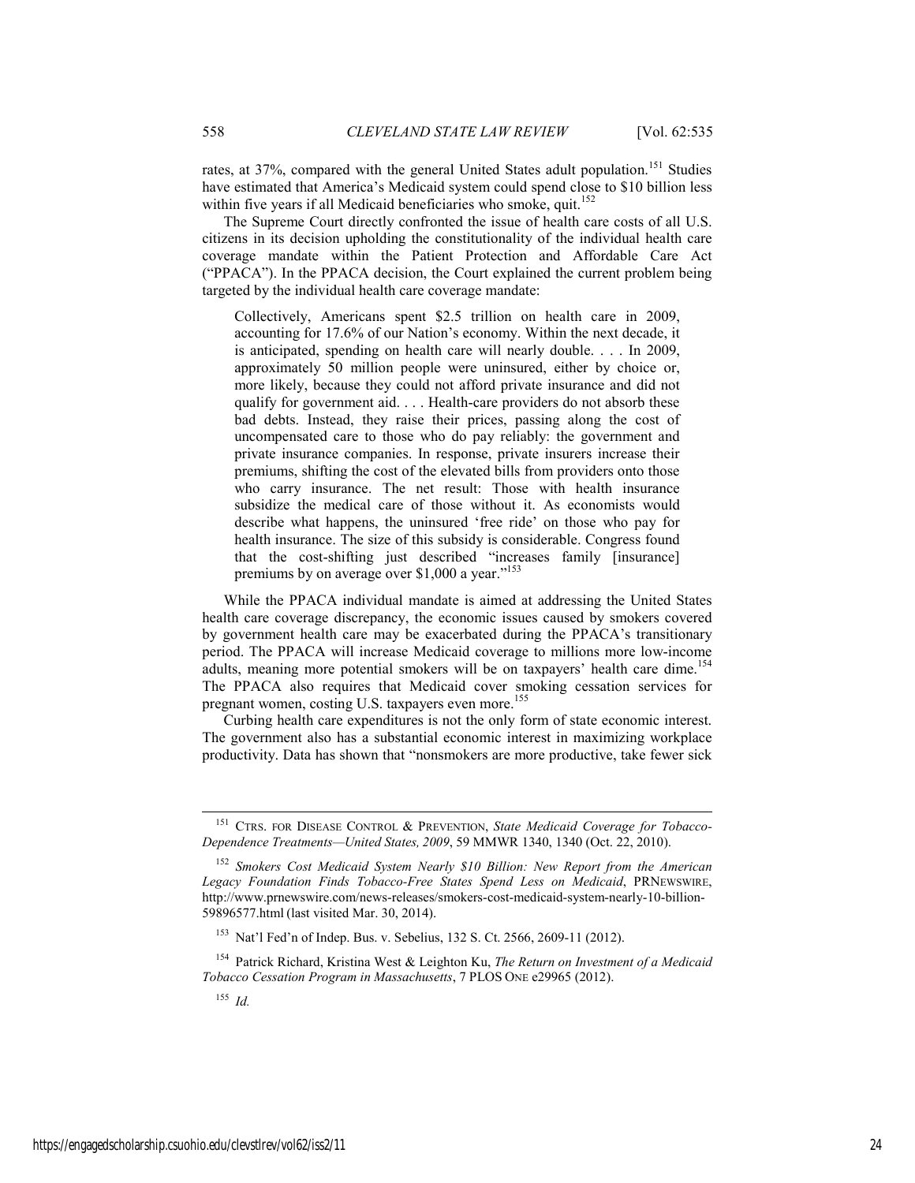rates, at 37%, compared with the general United States adult population.[151] Studies have estimated that America's Medicaid system could spend close to $10 billion less within five years if all Medicaid beneficiaries who smoke, quit.[152]

The Supreme Court directly confronted the issue of health care costs of all U.S. citizens in its decision upholding the constitutionality of the individual health care coverage mandate within the Patient Protection and Affordable Care Act ("PPACA"). In the PPACA decision, the Court explained the current problem being targeted by the individual health care coverage mandate:

> Collectively, Americans spent $2.5 trillion on health care in 2009, accounting for 17.6% of our Nation's economy. Within the next decade, it is anticipated, spending on health care will nearly double. . . . In 2009, approximately 50 million people were uninsured, either by choice or, more likely, because they could not afford private insurance and did not qualify for government aid. . . . Health-care providers do not absorb these bad debts. Instead, they raise their prices, passing along the cost of uncompensated care to those who do pay reliably: the government and private insurance companies. In response, private insurers increase their premiums, shifting the cost of the elevated bills from providers onto those who carry insurance. The net result: Those with health insurance subsidize the medical care of those without it. As economists would describe what happens, the uninsured 'free ride' on those who pay for health insurance. The size of this subsidy is considerable. Congress found that the cost-shifting just described "increases family [insurance] premiums by on average over $1,000 a year."[153]

While the PPACA individual mandate is aimed at addressing the United States health care coverage discrepancy, the economic issues caused by smokers covered by government health care may be exacerbated during the PPACA's transitionary period. The PPACA will increase Medicaid coverage to millions more low-income adults, meaning more potential smokers will be on taxpayers' health care dime.[154] The PPACA also requires that Medicaid cover smoking cessation services for pregnant women, costing U.S. taxpayers even more.[155]

Curbing health care expenditures is not the only form of state economic interest. The government also has a substantial economic interest in maximizing workplace productivity. Data has shown that "nonsmokers are more productive, take fewer sick

---

[151] CTRS. FOR DISEASE CONTROL & PREVENTION, *State Medicaid Coverage for Tobacco-Dependence Treatments—United States, 2009*, 59 MMWR 1340, 1340 (Oct. 22, 2010).

[152] *Smokers Cost Medicaid System Nearly $10 Billion: New Report from the American Legacy Foundation Finds Tobacco-Free States Spend Less on Medicaid*, PRNEWSWIRE, http://www.prnewswire.com/news-releases/smokers-cost-medicaid-system-nearly-10-billion-59896577.html (last visited Mar. 30, 2014).

[153] Nat'l Fed'n of Indep. Bus. v. Sebelius, 132 S. Ct. 2566, 2609-11 (2012).

[154] Patrick Richard, Kristina West & Leighton Ku, *The Return on Investment of a Medicaid Tobacco Cessation Program in Massachusetts*, 7 PLOS ONE e29965 (2012).

[155] *Id.*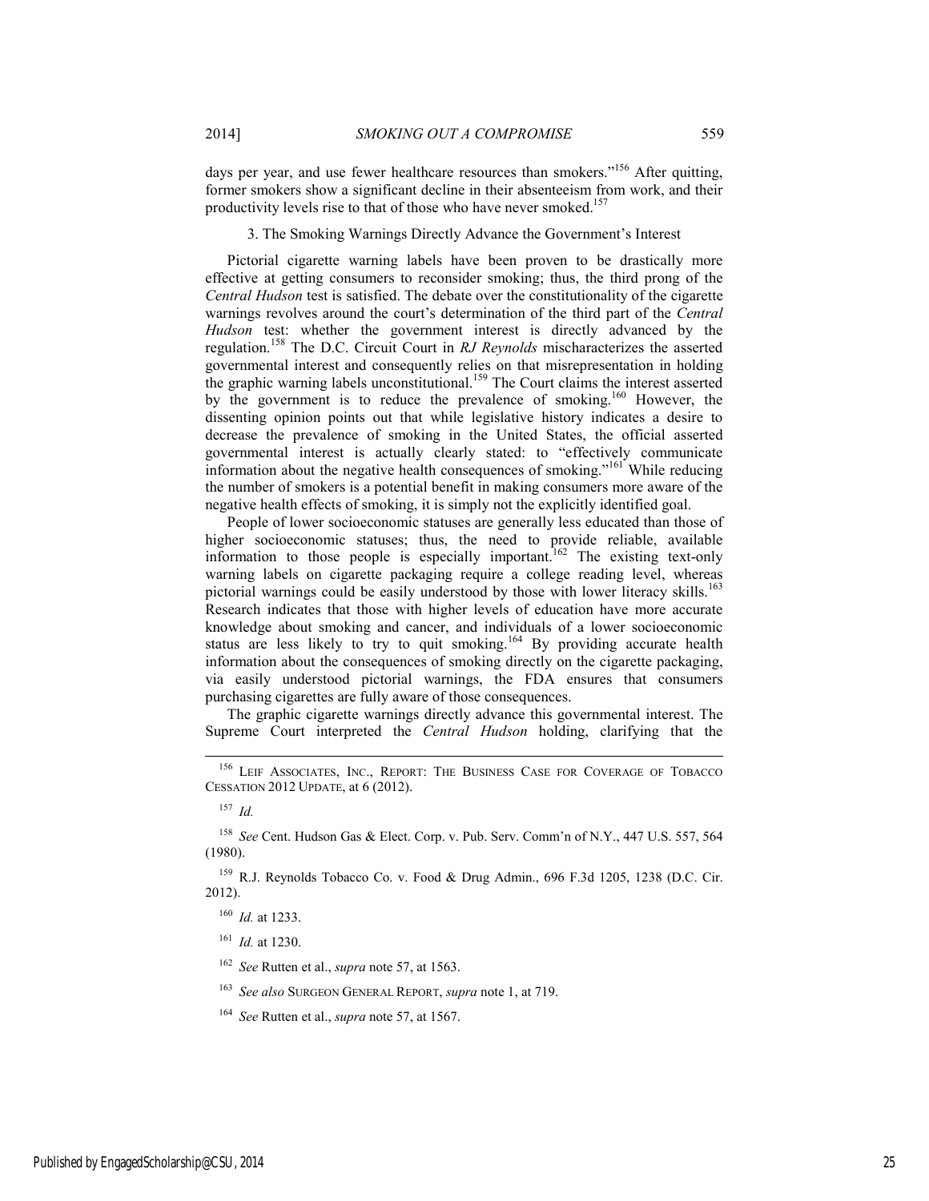days per year, and use fewer healthcare resources than smokers."[156] After quitting, former smokers show a significant decline in their absenteeism from work, and their productivity levels rise to that of those who have never smoked.[157]

### 3. The Smoking Warnings Directly Advance the Government's Interest

Pictorial cigarette warning labels have been proven to be drastically more effective at getting consumers to reconsider smoking; thus, the third prong of the *Central Hudson* test is satisfied. The debate over the constitutionality of the cigarette warnings revolves around the court's determination of the third part of the *Central Hudson* test: whether the government interest is directly advanced by the regulation.[158] The D.C. Circuit Court in *RJ Reynolds* mischaracterizes the asserted governmental interest and consequently relies on that misrepresentation in holding the graphic warning labels unconstitutional.[159] The Court claims the interest asserted by the government is to reduce the prevalence of smoking.[160] However, the dissenting opinion points out that while legislative history indicates a desire to decrease the prevalence of smoking in the United States, the official asserted governmental interest is actually clearly stated: to "effectively communicate information about the negative health consequences of smoking."[161] While reducing the number of smokers is a potential benefit in making consumers more aware of the negative health effects of smoking, it is simply not the explicitly identified goal.

People of lower socioeconomic statuses are generally less educated than those of higher socioeconomic statuses; thus, the need to provide reliable, available information to those people is especially important.[162] The existing text-only warning labels on cigarette packaging require a college reading level, whereas pictorial warnings could be easily understood by those with lower literacy skills.[163] Research indicates that those with higher levels of education have more accurate knowledge about smoking and cancer, and individuals of a lower socioeconomic status are less likely to try to quit smoking.[164] By providing accurate health information about the consequences of smoking directly on the cigarette packaging, via easily understood pictorial warnings, the FDA ensures that consumers purchasing cigarettes are fully aware of those consequences.

The graphic cigarette warnings directly advance this governmental interest. The Supreme Court interpreted the *Central Hudson* holding, clarifying that the

---

[156] LEIF ASSOCIATES, INC., REPORT: THE BUSINESS CASE FOR COVERAGE OF TOBACCO CESSATION 2012 UPDATE, at 6 (2012).

[157] *Id.*

[158] *See* Cent. Hudson Gas & Elect. Corp. v. Pub. Serv. Comm'n of N.Y., 447 U.S. 557, 564 (1980).

[159] R.J. Reynolds Tobacco Co. v. Food & Drug Admin., 696 F.3d 1205, 1238 (D.C. Cir. 2012).

[160] *Id.* at 1233.

[161] *Id.* at 1230.

[162] *See* Rutten et al., *supra* note 57, at 1563.

[163] *See also* SURGEON GENERAL REPORT, *supra* note 1, at 719.

[164] *See* Rutten et al., *supra* note 57, at 1567.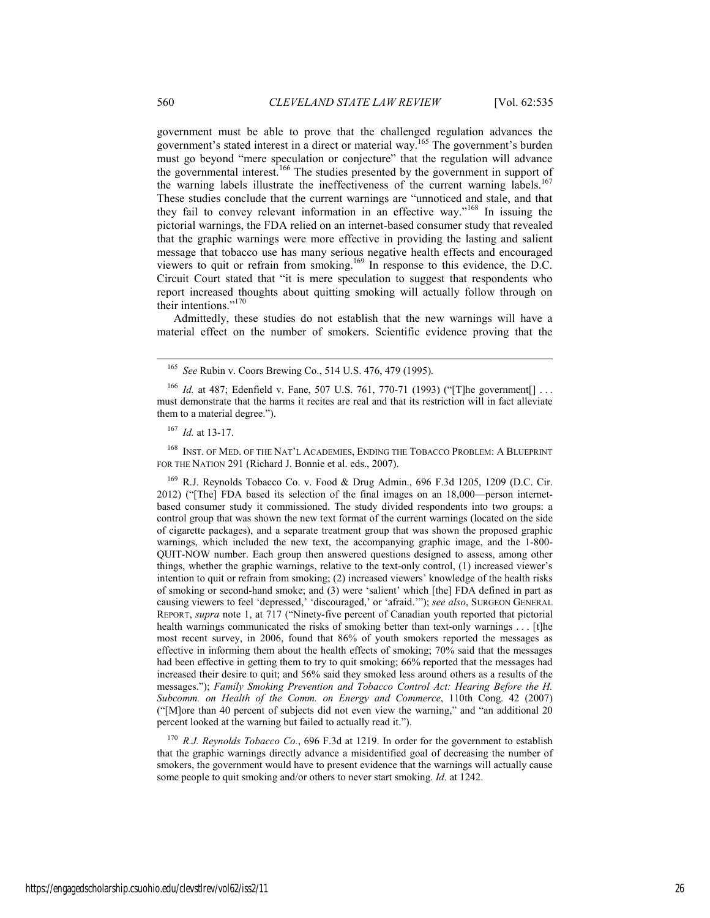government must be able to prove that the challenged regulation advances the government's stated interest in a direct or material way.[165] The government's burden must go beyond "mere speculation or conjecture" that the regulation will advance the governmental interest.[166] The studies presented by the government in support of the warning labels illustrate the ineffectiveness of the current warning labels.[167] These studies conclude that the current warnings are "unnoticed and stale, and that they fail to convey relevant information in an effective way."[168] In issuing the pictorial warnings, the FDA relied on an internet-based consumer study that revealed that the graphic warnings were more effective in providing the lasting and salient message that tobacco use has many serious negative health effects and encouraged viewers to quit or refrain from smoking.[169] In response to this evidence, the D.C. Circuit Court stated that "it is mere speculation to suggest that respondents who report increased thoughts about quitting smoking will actually follow through on their intentions."[170]

Admittedly, these studies do not establish that the new warnings will have a material effect on the number of smokers. Scientific evidence proving that the

---

[165] *See* Rubin v. Coors Brewing Co., 514 U.S. 476, 479 (1995).

[166] *Id.* at 487; Edenfield v. Fane, 507 U.S. 761, 770-71 (1993) ("[T]he government[] . . . must demonstrate that the harms it recites are real and that its restriction will in fact alleviate them to a material degree.").

[167] *Id.* at 13-17.

[168] INST. OF MED. OF THE NAT'L ACADEMIES, ENDING THE TOBACCO PROBLEM: A BLUEPRINT FOR THE NATION 291 (Richard J. Bonnie et al. eds., 2007).

[169] R.J. Reynolds Tobacco Co. v. Food & Drug Admin., 696 F.3d 1205, 1209 (D.C. Cir. 2012) ("[The] FDA based its selection of the final images on an 18,000—person internet-based consumer study it commissioned. The study divided respondents into two groups: a control group that was shown the new text format of the current warnings (located on the side of cigarette packages), and a separate treatment group that was shown the proposed graphic warnings, which included the new text, the accompanying graphic image, and the 1-800-QUIT-NOW number. Each group then answered questions designed to assess, among other things, whether the graphic warnings, relative to the text-only control, (1) increased viewer's intention to quit or refrain from smoking; (2) increased viewers' knowledge of the health risks of smoking or second-hand smoke; and (3) were 'salient' which [the] FDA defined in part as causing viewers to feel 'depressed,' 'discouraged,' or 'afraid.'"); *see also*, SURGEON GENERAL REPORT, *supra* note 1, at 717 ("Ninety-five percent of Canadian youth reported that pictorial health warnings communicated the risks of smoking better than text-only warnings . . . [t]he most recent survey, in 2006, found that 86% of youth smokers reported the messages as effective in informing them about the health effects of smoking; 70% said that the messages had been effective in getting them to try to quit smoking; 66% reported that the messages had increased their desire to quit; and 56% said they smoked less around others as a results of the messages."); *Family Smoking Prevention and Tobacco Control Act: Hearing Before the H. Subcomm. on Health of the Comm. on Energy and Commerce*, 110th Cong. 42 (2007) ("[M]ore than 40 percent of subjects did not even view the warning," and "an additional 20 percent looked at the warning but failed to actually read it.").

[170] *R.J. Reynolds Tobacco Co.*, 696 F.3d at 1219. In order for the government to establish that the graphic warnings directly advance a misidentified goal of decreasing the number of smokers, the government would have to present evidence that the warnings will actually cause some people to quit smoking and/or others to never start smoking. *Id.* at 1242.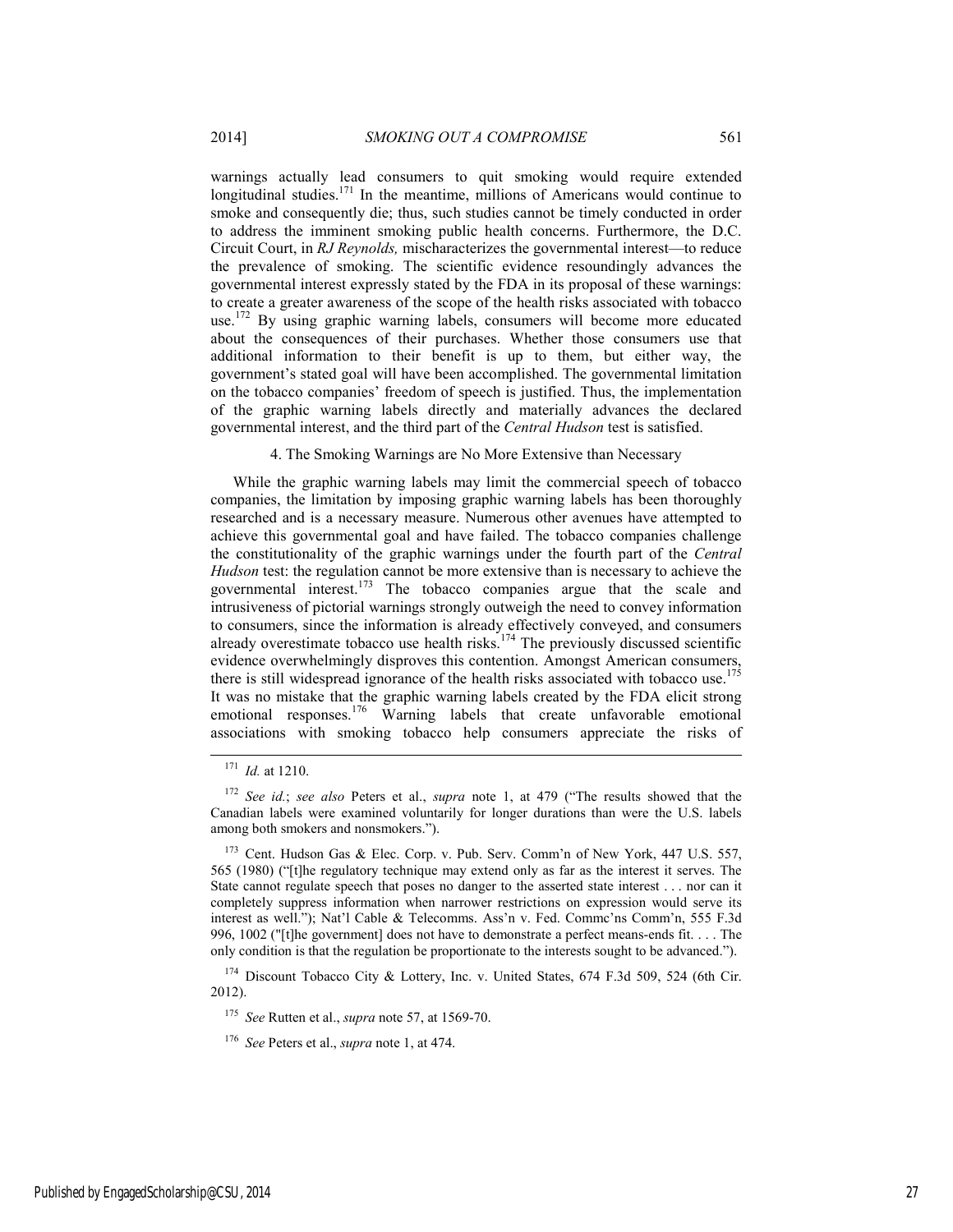warnings actually lead consumers to quit smoking would require extended longitudinal studies.[171] In the meantime, millions of Americans would continue to smoke and consequently die; thus, such studies cannot be timely conducted in order to address the imminent smoking public health concerns. Furthermore, the D.C. Circuit Court, in *RJ Reynolds,* mischaracterizes the governmental interest—to reduce the prevalence of smoking. The scientific evidence resoundingly advances the governmental interest expressly stated by the FDA in its proposal of these warnings: to create a greater awareness of the scope of the health risks associated with tobacco use.[172] By using graphic warning labels, consumers will become more educated about the consequences of their purchases. Whether those consumers use that additional information to their benefit is up to them, but either way, the government's stated goal will have been accomplished. The governmental limitation on the tobacco companies' freedom of speech is justified. Thus, the implementation of the graphic warning labels directly and materially advances the declared governmental interest, and the third part of the *Central Hudson* test is satisfied.

#### 4. The Smoking Warnings are No More Extensive than Necessary

While the graphic warning labels may limit the commercial speech of tobacco companies, the limitation by imposing graphic warning labels has been thoroughly researched and is a necessary measure. Numerous other avenues have attempted to achieve this governmental goal and have failed. The tobacco companies challenge the constitutionality of the graphic warnings under the fourth part of the *Central Hudson* test: the regulation cannot be more extensive than is necessary to achieve the governmental interest.[173] The tobacco companies argue that the scale and intrusiveness of pictorial warnings strongly outweigh the need to convey information to consumers, since the information is already effectively conveyed, and consumers already overestimate tobacco use health risks.[174] The previously discussed scientific evidence overwhelmingly disproves this contention. Amongst American consumers, there is still widespread ignorance of the health risks associated with tobacco use.[175] It was no mistake that the graphic warning labels created by the FDA elicit strong emotional responses.[176] Warning labels that create unfavorable emotional associations with smoking tobacco help consumers appreciate the risks of

---

[171] *Id.* at 1210.

[172] *See id.*; *see also* Peters et al., *supra* note 1, at 479 ("The results showed that the Canadian labels were examined voluntarily for longer durations than were the U.S. labels among both smokers and nonsmokers.").

[173] Cent. Hudson Gas & Elec. Corp. v. Pub. Serv. Comm'n of New York, 447 U.S. 557, 565 (1980) ("[t]he regulatory technique may extend only as far as the interest it serves. The State cannot regulate speech that poses no danger to the asserted state interest . . . nor can it completely suppress information when narrower restrictions on expression would serve its interest as well."); Nat'l Cable & Telecomms. Ass'n v. Fed. Commc'ns Comm'n, 555 F.3d 996, 1002 ("[t]he government] does not have to demonstrate a perfect means-ends fit. . . . The only condition is that the regulation be proportionate to the interests sought to be advanced.").

[174] Discount Tobacco City & Lottery, Inc. v. United States, 674 F.3d 509, 524 (6th Cir. 2012).

[175] *See* Rutten et al., *supra* note 57, at 1569-70.

[176] *See* Peters et al., *supra* note 1, at 474.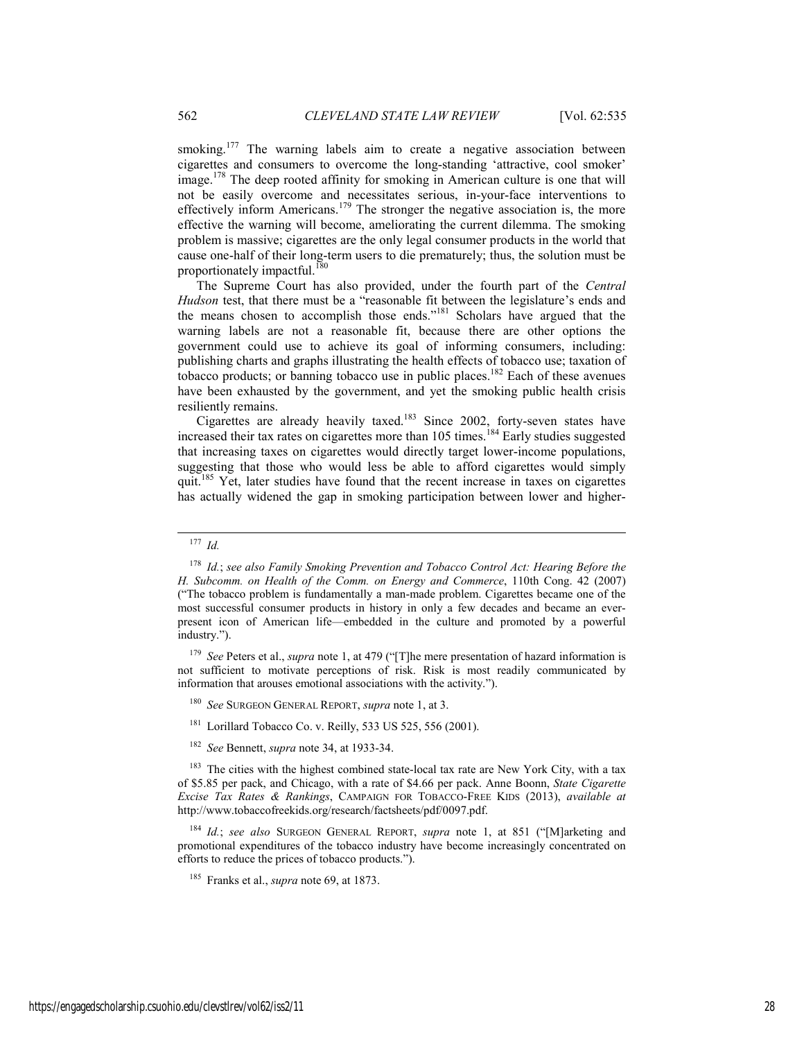smoking.[177] The warning labels aim to create a negative association between cigarettes and consumers to overcome the long-standing 'attractive, cool smoker' image.[178] The deep rooted affinity for smoking in American culture is one that will not be easily overcome and necessitates serious, in-your-face interventions to effectively inform Americans.[179] The stronger the negative association is, the more effective the warning will become, ameliorating the current dilemma. The smoking problem is massive; cigarettes are the only legal consumer products in the world that cause one-half of their long-term users to die prematurely; thus, the solution must be proportionately impactful.[180]

The Supreme Court has also provided, under the fourth part of the *Central Hudson* test, that there must be a "reasonable fit between the legislature's ends and the means chosen to accomplish those ends."[181] Scholars have argued that the warning labels are not a reasonable fit, because there are other options the government could use to achieve its goal of informing consumers, including: publishing charts and graphs illustrating the health effects of tobacco use; taxation of tobacco products; or banning tobacco use in public places.[182] Each of these avenues have been exhausted by the government, and yet the smoking public health crisis resiliently remains.

Cigarettes are already heavily taxed.[183] Since 2002, forty-seven states have increased their tax rates on cigarettes more than 105 times.[184] Early studies suggested that increasing taxes on cigarettes would directly target lower-income populations, suggesting that those who would less be able to afford cigarettes would simply quit.[185] Yet, later studies have found that the recent increase in taxes on cigarettes has actually widened the gap in smoking participation between lower and higher-

---

[177] *Id.*

[178] *Id.*; *see also Family Smoking Prevention and Tobacco Control Act: Hearing Before the H. Subcomm. on Health of the Comm. on Energy and Commerce*, 110th Cong. 42 (2007) ("The tobacco problem is fundamentally a man-made problem. Cigarettes became one of the most successful consumer products in history in only a few decades and became an ever-present icon of American life—embedded in the culture and promoted by a powerful industry.").

[179] *See* Peters et al., *supra* note 1, at 479 ("[T]he mere presentation of hazard information is not sufficient to motivate perceptions of risk. Risk is most readily communicated by information that arouses emotional associations with the activity.").

[180] *See* SURGEON GENERAL REPORT, *supra* note 1, at 3.

[181] Lorillard Tobacco Co. v. Reilly, 533 US 525, 556 (2001).

[182] *See* Bennett, *supra* note 34, at 1933-34.

[183] The cities with the highest combined state-local tax rate are New York City, with a tax of $5.85 per pack, and Chicago, with a rate of $4.66 per pack. Anne Boonn, *State Cigarette Excise Tax Rates & Rankings*, CAMPAIGN FOR TOBACCO-FREE KIDS (2013), *available at* http://www.tobaccofreekids.org/research/factsheets/pdf/0097.pdf.

[184] *Id.*; *see also* SURGEON GENERAL REPORT, *supra* note 1, at 851 ("[M]arketing and promotional expenditures of the tobacco industry have become increasingly concentrated on efforts to reduce the prices of tobacco products.").

[185] Franks et al., *supra* note 69, at 1873.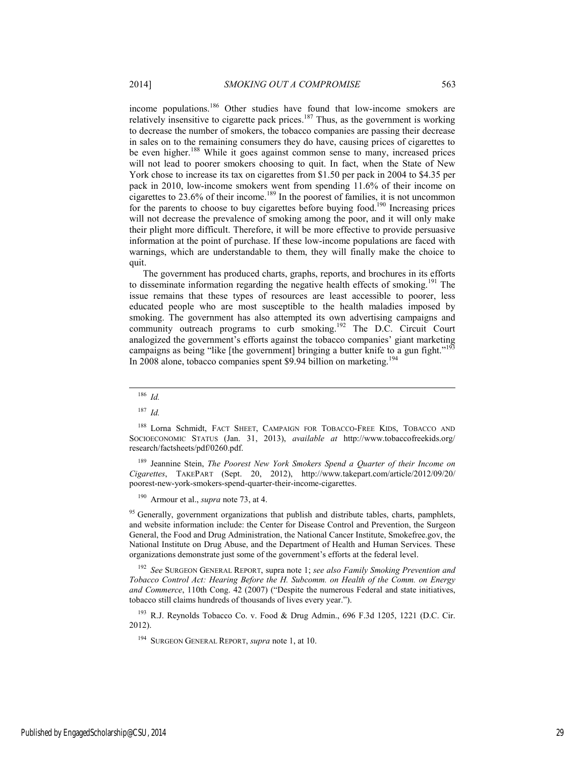income populations.[186] Other studies have found that low-income smokers are relatively insensitive to cigarette pack prices.[187] Thus, as the government is working to decrease the number of smokers, the tobacco companies are passing their decrease in sales on to the remaining consumers they do have, causing prices of cigarettes to be even higher.[188] While it goes against common sense to many, increased prices will not lead to poorer smokers choosing to quit. In fact, when the State of New York chose to increase its tax on cigarettes from $1.50 per pack in 2004 to $4.35 per pack in 2010, low-income smokers went from spending 11.6% of their income on cigarettes to 23.6% of their income.[189] In the poorest of families, it is not uncommon for the parents to choose to buy cigarettes before buying food.[190] Increasing prices will not decrease the prevalence of smoking among the poor, and it will only make their plight more difficult. Therefore, it will be more effective to provide persuasive information at the point of purchase. If these low-income populations are faced with warnings, which are understandable to them, they will finally make the choice to quit.

The government has produced charts, graphs, reports, and brochures in its efforts to disseminate information regarding the negative health effects of smoking.[191] The issue remains that these types of resources are least accessible to poorer, less educated people who are most susceptible to the health maladies imposed by smoking. The government has also attempted its own advertising campaigns and community outreach programs to curb smoking.[192] The D.C. Circuit Court analogized the government's efforts against the tobacco companies' giant marketing campaigns as being "like [the government] bringing a butter knife to a gun fight."[193] In 2008 alone, tobacco companies spent $9.94 billion on marketing.[194]

---

[186] *Id.*

[187] *Id.*

[188] Lorna Schmidt, FACT SHEET, CAMPAIGN FOR TOBACCO-FREE KIDS, TOBACCO AND SOCIOECONOMIC STATUS (Jan. 31, 2013), *available at* http://www.tobaccofreekids.org/research/factsheets/pdf/0260.pdf.

[189] Jeannine Stein, *The Poorest New York Smokers Spend a Quarter of their Income on Cigarettes*, TAKEPART (Sept. 20, 2012), http://www.takepart.com/article/2012/09/20/poorest-new-york-smokers-spend-quarter-their-income-cigarettes.

[190] Armour et al., *supra* note 73, at 4.

[95] Generally, government organizations that publish and distribute tables, charts, pamphlets, and website information include: the Center for Disease Control and Prevention, the Surgeon General, the Food and Drug Administration, the National Cancer Institute, Smokefree.gov, the National Institute on Drug Abuse, and the Department of Health and Human Services. These organizations demonstrate just some of the government's efforts at the federal level.

[192] *See* SURGEON GENERAL REPORT, supra note 1; *see also Family Smoking Prevention and Tobacco Control Act: Hearing Before the H. Subcomm. on Health of the Comm. on Energy and Commerce*, 110th Cong. 42 (2007) ("Despite the numerous Federal and state initiatives, tobacco still claims hundreds of thousands of lives every year.").

[193] R.J. Reynolds Tobacco Co. v. Food & Drug Admin., 696 F.3d 1205, 1221 (D.C. Cir. 2012).

[194] SURGEON GENERAL REPORT, *supra* note 1, at 10.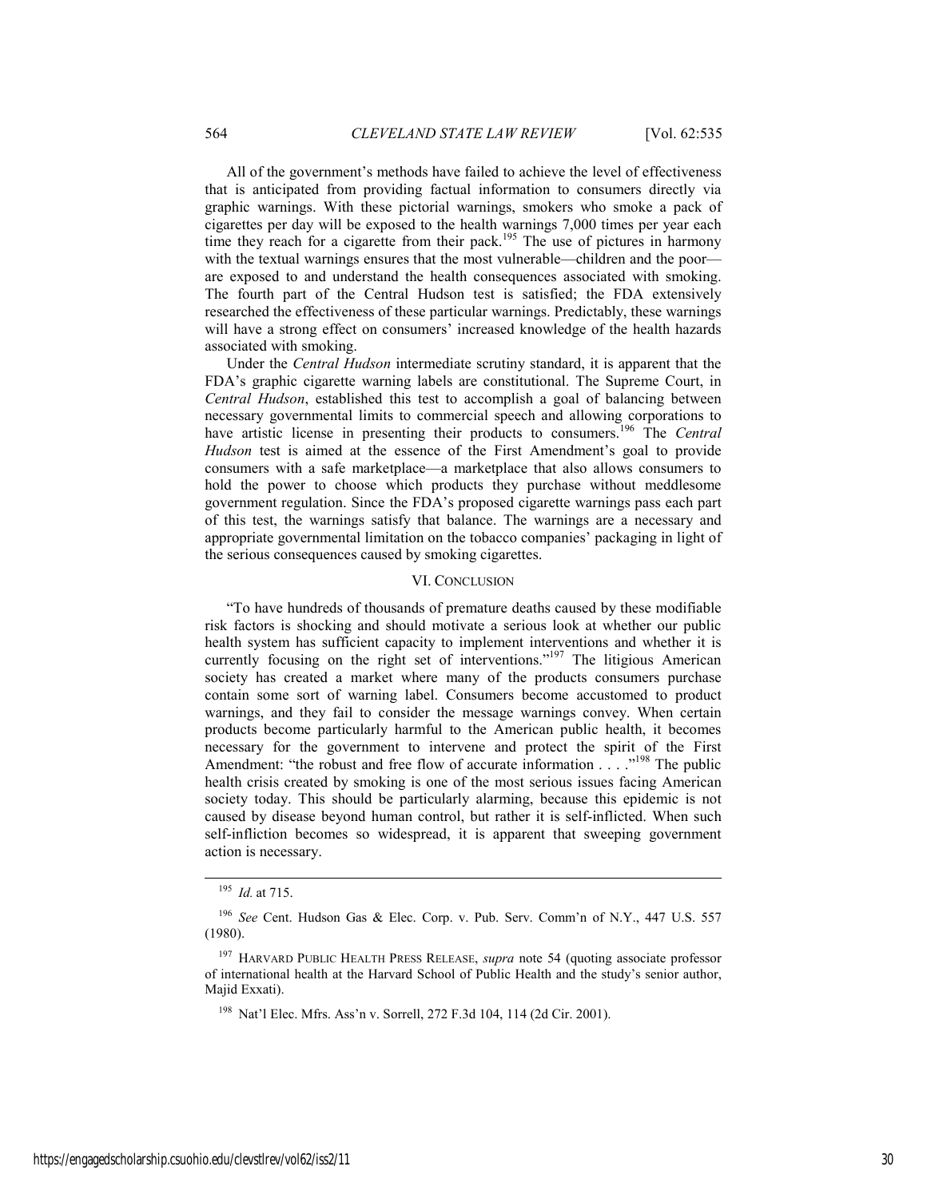All of the government's methods have failed to achieve the level of effectiveness that is anticipated from providing factual information to consumers directly via graphic warnings. With these pictorial warnings, smokers who smoke a pack of cigarettes per day will be exposed to the health warnings 7,000 times per year each time they reach for a cigarette from their pack.[195] The use of pictures in harmony with the textual warnings ensures that the most vulnerable—children and the poor—are exposed to and understand the health consequences associated with smoking. The fourth part of the Central Hudson test is satisfied; the FDA extensively researched the effectiveness of these particular warnings. Predictably, these warnings will have a strong effect on consumers' increased knowledge of the health hazards associated with smoking.

Under the *Central Hudson* intermediate scrutiny standard, it is apparent that the FDA's graphic cigarette warning labels are constitutional. The Supreme Court, in *Central Hudson*, established this test to accomplish a goal of balancing between necessary governmental limits to commercial speech and allowing corporations to have artistic license in presenting their products to consumers.[196] The *Central Hudson* test is aimed at the essence of the First Amendment's goal to provide consumers with a safe marketplace—a marketplace that also allows consumers to hold the power to choose which products they purchase without meddlesome government regulation. Since the FDA's proposed cigarette warnings pass each part of this test, the warnings satisfy that balance. The warnings are a necessary and appropriate governmental limitation on the tobacco companies' packaging in light of the serious consequences caused by smoking cigarettes.

## VI. CONCLUSION

"To have hundreds of thousands of premature deaths caused by these modifiable risk factors is shocking and should motivate a serious look at whether our public health system has sufficient capacity to implement interventions and whether it is currently focusing on the right set of interventions."[197] The litigious American society has created a market where many of the products consumers purchase contain some sort of warning label. Consumers become accustomed to product warnings, and they fail to consider the message warnings convey. When certain products become particularly harmful to the American public health, it becomes necessary for the government to intervene and protect the spirit of the First Amendment: "the robust and free flow of accurate information . . . ."[198] The public health crisis created by smoking is one of the most serious issues facing American society today. This should be particularly alarming, because this epidemic is not caused by disease beyond human control, but rather it is self-inflicted. When such self-infliction becomes so widespread, it is apparent that sweeping government action is necessary.

---

[195] *Id.* at 715.

[196] *See* Cent. Hudson Gas & Elec. Corp. v. Pub. Serv. Comm'n of N.Y., 447 U.S. 557 (1980).

[197] HARVARD PUBLIC HEALTH PRESS RELEASE, *supra* note 54 (quoting associate professor of international health at the Harvard School of Public Health and the study's senior author, Majid Exxati).

[198] Nat'l Elec. Mfrs. Ass'n v. Sorrell, 272 F.3d 104, 114 (2d Cir. 2001).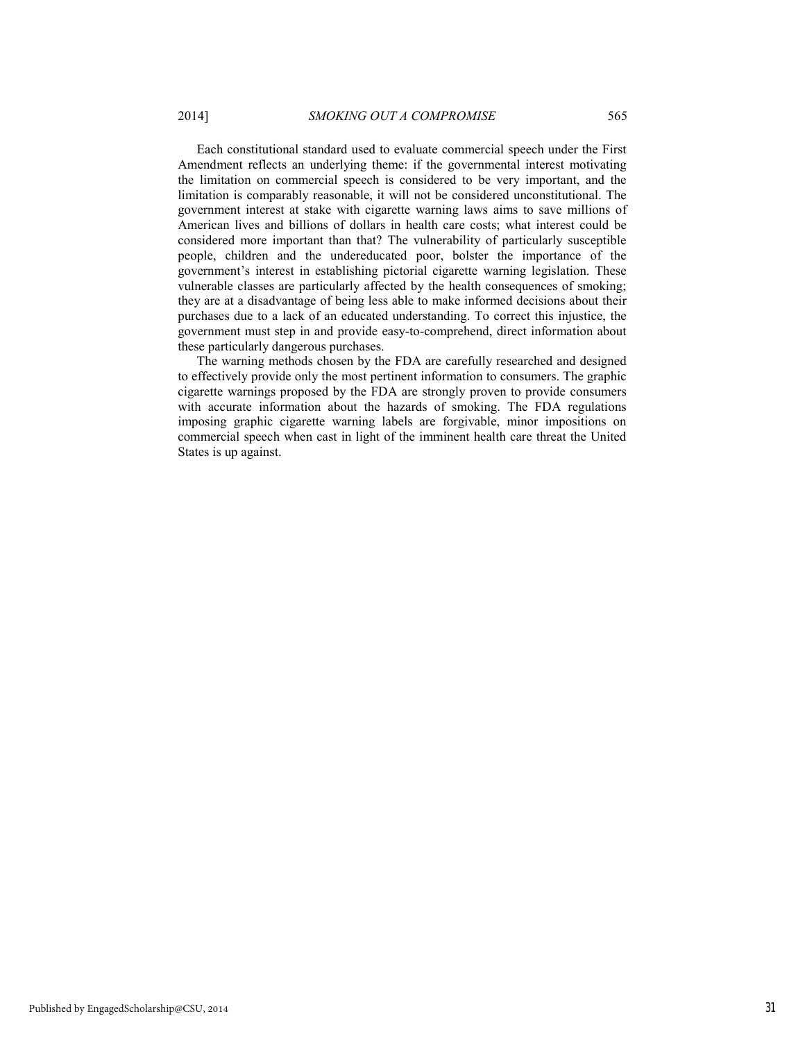Each constitutional standard used to evaluate commercial speech under the First Amendment reflects an underlying theme: if the governmental interest motivating the limitation on commercial speech is considered to be very important, and the limitation is comparably reasonable, it will not be considered unconstitutional. The government interest at stake with cigarette warning laws aims to save millions of American lives and billions of dollars in health care costs; what interest could be considered more important than that? The vulnerability of particularly susceptible people, children and the undereducated poor, bolster the importance of the government's interest in establishing pictorial cigarette warning legislation. These vulnerable classes are particularly affected by the health consequences of smoking; they are at a disadvantage of being less able to make informed decisions about their purchases due to a lack of an educated understanding. To correct this injustice, the government must step in and provide easy-to-comprehend, direct information about these particularly dangerous purchases.

The warning methods chosen by the FDA are carefully researched and designed to effectively provide only the most pertinent information to consumers. The graphic cigarette warnings proposed by the FDA are strongly proven to provide consumers with accurate information about the hazards of smoking. The FDA regulations imposing graphic cigarette warning labels are forgivable, minor impositions on commercial speech when cast in light of the imminent health care threat the United States is up against.